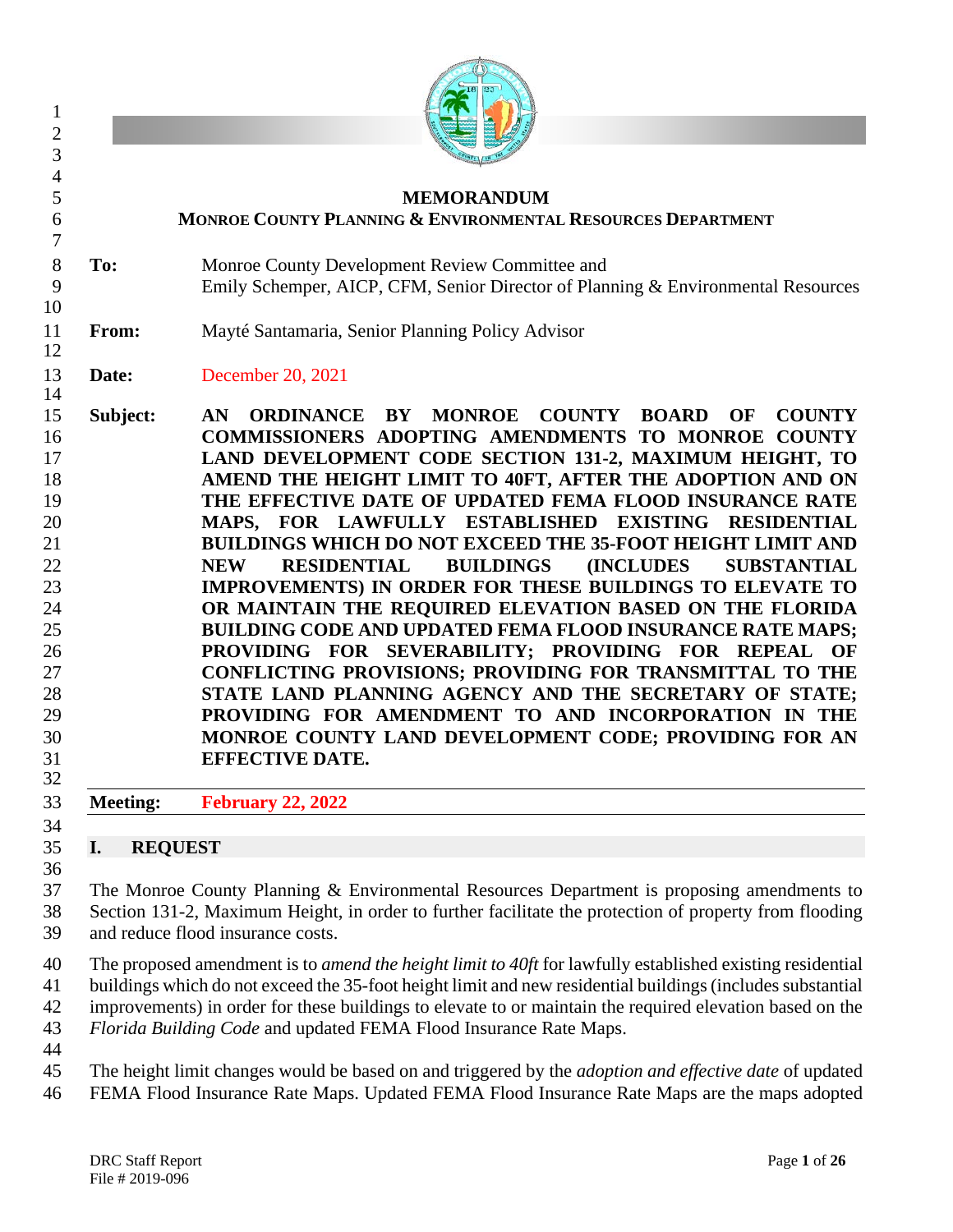# MEMORANDUM

## Monroe County Planning & Environmental Resources Department

**To:** Monroe County Development Review Committee and Emily Schemper, AICP, CFM, Senior Director of Planning & Environmental Resources

**From:** Mayté Santamaria, Senior Planning Policy Advisor

**Date:** December 20, 2021

**Subject:** **AN ORDINANCE BY MONROE COUNTY BOARD OF COUNTY COMMISSIONERS ADOPTING AMENDMENTS TO MONROE COUNTY LAND DEVELOPMENT CODE SECTION 131-2, MAXIMUM HEIGHT, TO AMEND THE HEIGHT LIMIT TO 40FT, AFTER THE ADOPTION AND ON THE EFFECTIVE DATE OF UPDATED FEMA FLOOD INSURANCE RATE MAPS, FOR LAWFULLY ESTABLISHED EXISTING RESIDENTIAL BUILDINGS WHICH DO NOT EXCEED THE 35-FOOT HEIGHT LIMIT AND NEW RESIDENTIAL BUILDINGS (INCLUDES SUBSTANTIAL IMPROVEMENTS) IN ORDER FOR THESE BUILDINGS TO ELEVATE TO OR MAINTAIN THE REQUIRED ELEVATION BASED ON THE FLORIDA BUILDING CODE AND UPDATED FEMA FLOOD INSURANCE RATE MAPS; PROVIDING FOR SEVERABILITY; PROVIDING FOR REPEAL OF CONFLICTING PROVISIONS; PROVIDING FOR TRANSMITTAL TO THE STATE LAND PLANNING AGENCY AND THE SECRETARY OF STATE; PROVIDING FOR AMENDMENT TO AND INCORPORATION IN THE MONROE COUNTY LAND DEVELOPMENT CODE; PROVIDING FOR AN EFFECTIVE DATE.**

---

**Meeting:** **February 22, 2022**

---

## I. REQUEST

The Monroe County Planning & Environmental Resources Department is proposing amendments to Section 131-2, Maximum Height, in order to further facilitate the protection of property from flooding and reduce flood insurance costs.

The proposed amendment is to *amend the height limit to 40ft* for lawfully established existing residential buildings which do not exceed the 35-foot height limit and new residential buildings (includes substantial improvements) in order for these buildings to elevate to or maintain the required elevation based on the *Florida Building Code* and updated FEMA Flood Insurance Rate Maps.

The height limit changes would be based on and triggered by the *adoption and effective date* of updated FEMA Flood Insurance Rate Maps. Updated FEMA Flood Insurance Rate Maps are the maps adopted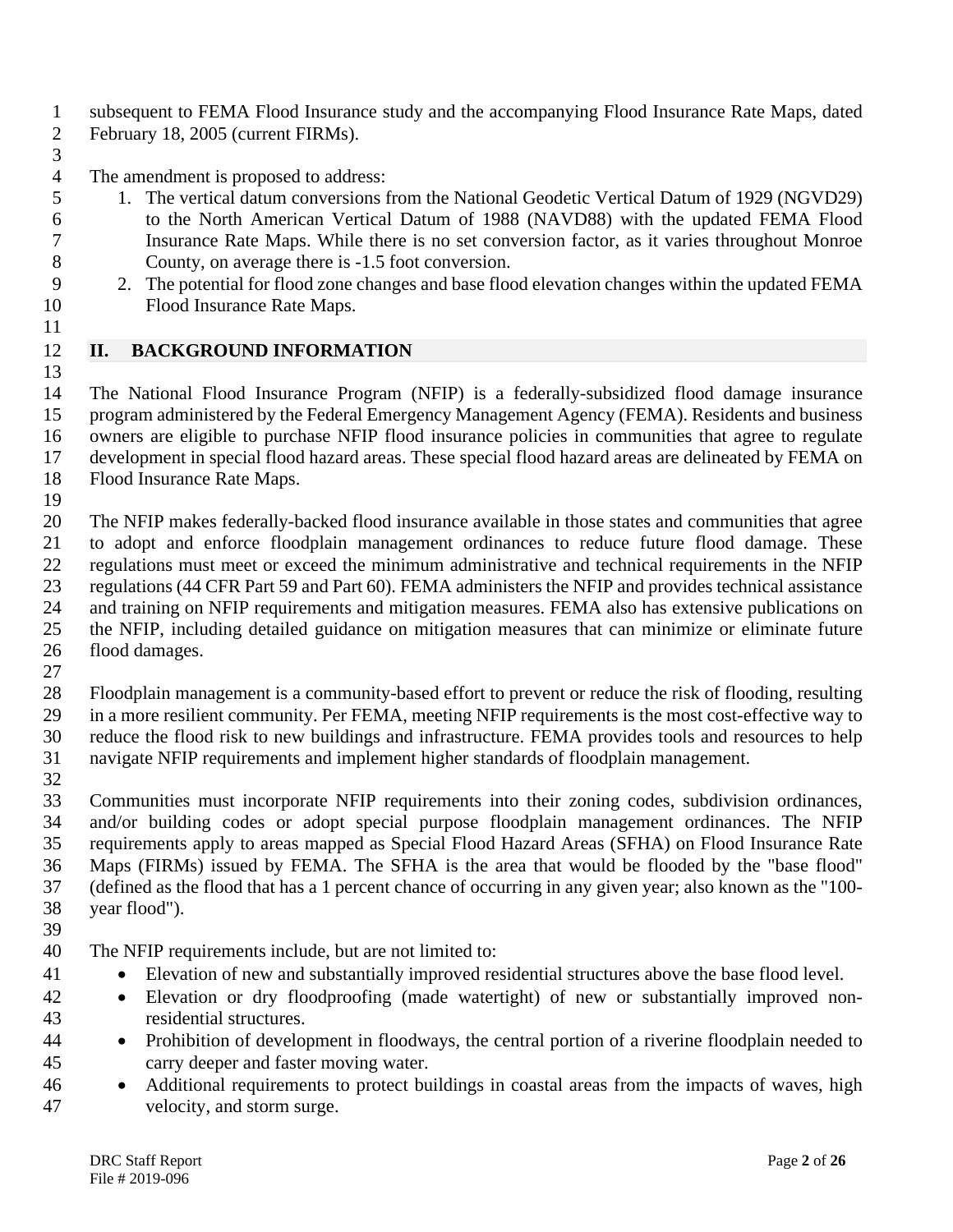subsequent to FEMA Flood Insurance study and the accompanying Flood Insurance Rate Maps, dated February 18, 2005 (current FIRMs).

The amendment is proposed to address:

1. The vertical datum conversions from the National Geodetic Vertical Datum of 1929 (NGVD29) to the North American Vertical Datum of 1988 (NAVD88) with the updated FEMA Flood Insurance Rate Maps. While there is no set conversion factor, as it varies throughout Monroe County, on average there is -1.5 foot conversion.
2. The potential for flood zone changes and base flood elevation changes within the updated FEMA Flood Insurance Rate Maps.

## II. BACKGROUND INFORMATION

The National Flood Insurance Program (NFIP) is a federally-subsidized flood damage insurance program administered by the Federal Emergency Management Agency (FEMA). Residents and business owners are eligible to purchase NFIP flood insurance policies in communities that agree to regulate development in special flood hazard areas. These special flood hazard areas are delineated by FEMA on Flood Insurance Rate Maps.

The NFIP makes federally-backed flood insurance available in those states and communities that agree to adopt and enforce floodplain management ordinances to reduce future flood damage. These regulations must meet or exceed the minimum administrative and technical requirements in the NFIP regulations (44 CFR Part 59 and Part 60). FEMA administers the NFIP and provides technical assistance and training on NFIP requirements and mitigation measures. FEMA also has extensive publications on the NFIP, including detailed guidance on mitigation measures that can minimize or eliminate future flood damages.

Floodplain management is a community-based effort to prevent or reduce the risk of flooding, resulting in a more resilient community. Per FEMA, meeting NFIP requirements is the most cost-effective way to reduce the flood risk to new buildings and infrastructure. FEMA provides tools and resources to help navigate NFIP requirements and implement higher standards of floodplain management.

Communities must incorporate NFIP requirements into their zoning codes, subdivision ordinances, and/or building codes or adopt special purpose floodplain management ordinances. The NFIP requirements apply to areas mapped as Special Flood Hazard Areas (SFHA) on Flood Insurance Rate Maps (FIRMs) issued by FEMA. The SFHA is the area that would be flooded by the "base flood" (defined as the flood that has a 1 percent chance of occurring in any given year; also known as the "100-year flood").

The NFIP requirements include, but are not limited to:

- Elevation of new and substantially improved residential structures above the base flood level.
- Elevation or dry floodproofing (made watertight) of new or substantially improved non-residential structures.
- Prohibition of development in floodways, the central portion of a riverine floodplain needed to carry deeper and faster moving water.
- Additional requirements to protect buildings in coastal areas from the impacts of waves, high velocity, and storm surge.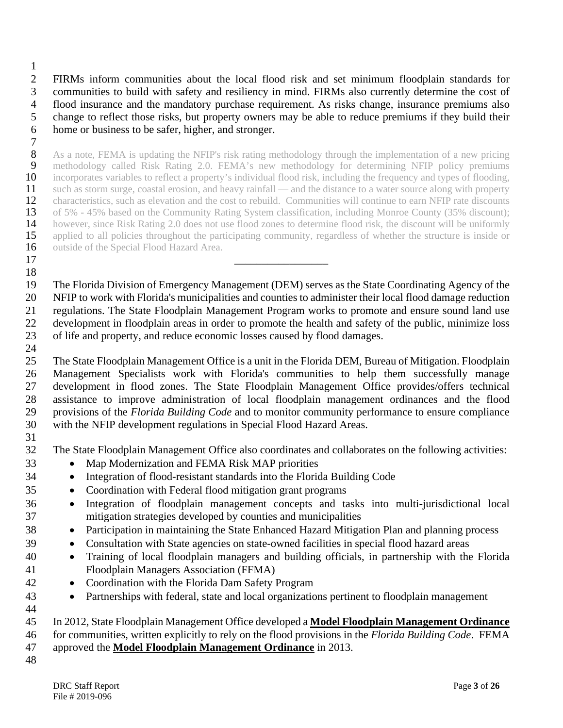FIRMs inform communities about the local flood risk and set minimum floodplain standards for communities to build with safety and resiliency in mind. FIRMs also currently determine the cost of flood insurance and the mandatory purchase requirement. As risks change, insurance premiums also change to reflect those risks, but property owners may be able to reduce premiums if they build their home or business to be safer, higher, and stronger.

As a note, FEMA is updating the NFIP's risk rating methodology through the implementation of a new pricing methodology called Risk Rating 2.0. FEMA's new methodology for determining NFIP policy premiums incorporates variables to reflect a property's individual flood risk, including the frequency and types of flooding, such as storm surge, coastal erosion, and heavy rainfall — and the distance to a water source along with property characteristics, such as elevation and the cost to rebuild. Communities will continue to earn NFIP rate discounts of 5% - 45% based on the Community Rating System classification, including Monroe County (35% discount); however, since Risk Rating 2.0 does not use flood zones to determine flood risk, the discount will be uniformly applied to all policies throughout the participating community, regardless of whether the structure is inside or outside of the Special Flood Hazard Area.

---

The Florida Division of Emergency Management (DEM) serves as the State Coordinating Agency of the NFIP to work with Florida's municipalities and counties to administer their local flood damage reduction regulations. The State Floodplain Management Program works to promote and ensure sound land use development in floodplain areas in order to promote the health and safety of the public, minimize loss of life and property, and reduce economic losses caused by flood damages.

The State Floodplain Management Office is a unit in the Florida DEM, Bureau of Mitigation. Floodplain Management Specialists work with Florida's communities to help them successfully manage development in flood zones. The State Floodplain Management Office provides/offers technical assistance to improve administration of local floodplain management ordinances and the flood provisions of the *Florida Building Code* and to monitor community performance to ensure compliance with the NFIP development regulations in Special Flood Hazard Areas.

The State Floodplain Management Office also coordinates and collaborates on the following activities:

- Map Modernization and FEMA Risk MAP priorities
- Integration of flood-resistant standards into the Florida Building Code
- Coordination with Federal flood mitigation grant programs
- Integration of floodplain management concepts and tasks into multi-jurisdictional local mitigation strategies developed by counties and municipalities
- Participation in maintaining the State Enhanced Hazard Mitigation Plan and planning process
- Consultation with State agencies on state-owned facilities in special flood hazard areas
- Training of local floodplain managers and building officials, in partnership with the Florida Floodplain Managers Association (FFMA)
- Coordination with the Florida Dam Safety Program
- Partnerships with federal, state and local organizations pertinent to floodplain management

In 2012, State Floodplain Management Office developed a **Model Floodplain Management Ordinance** for communities, written explicitly to rely on the flood provisions in the *Florida Building Code*. FEMA approved the **Model Floodplain Management Ordinance** in 2013.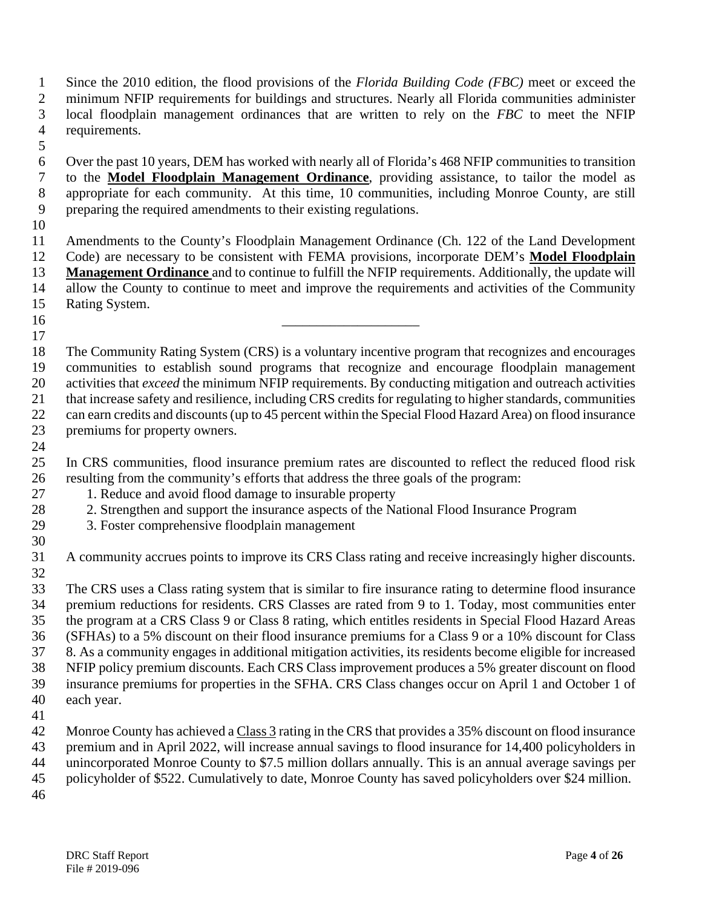Since the 2010 edition, the flood provisions of the *Florida Building Code (FBC)* meet or exceed the minimum NFIP requirements for buildings and structures. Nearly all Florida communities administer local floodplain management ordinances that are written to rely on the *FBC* to meet the NFIP requirements.

Over the past 10 years, DEM has worked with nearly all of Florida's 468 NFIP communities to transition to the **Model Floodplain Management Ordinance**, providing assistance, to tailor the model as appropriate for each community. At this time, 10 communities, including Monroe County, are still preparing the required amendments to their existing regulations.

Amendments to the County's Floodplain Management Ordinance (Ch. 122 of the Land Development Code) are necessary to be consistent with FEMA provisions, incorporate DEM's **Model Floodplain Management Ordinance** and to continue to fulfill the NFIP requirements. Additionally, the update will allow the County to continue to meet and improve the requirements and activities of the Community Rating System.

---

The Community Rating System (CRS) is a voluntary incentive program that recognizes and encourages communities to establish sound programs that recognize and encourage floodplain management activities that *exceed* the minimum NFIP requirements. By conducting mitigation and outreach activities that increase safety and resilience, including CRS credits for regulating to higher standards, communities can earn credits and discounts (up to 45 percent within the Special Flood Hazard Area) on flood insurance premiums for property owners.

In CRS communities, flood insurance premium rates are discounted to reflect the reduced flood risk resulting from the community's efforts that address the three goals of the program:

1. Reduce and avoid flood damage to insurable property
2. Strengthen and support the insurance aspects of the National Flood Insurance Program
3. Foster comprehensive floodplain management

A community accrues points to improve its CRS Class rating and receive increasingly higher discounts.

The CRS uses a Class rating system that is similar to fire insurance rating to determine flood insurance premium reductions for residents. CRS Classes are rated from 9 to 1. Today, most communities enter the program at a CRS Class 9 or Class 8 rating, which entitles residents in Special Flood Hazard Areas (SFHAs) to a 5% discount on their flood insurance premiums for a Class 9 or a 10% discount for Class 8. As a community engages in additional mitigation activities, its residents become eligible for increased NFIP policy premium discounts. Each CRS Class improvement produces a 5% greater discount on flood insurance premiums for properties in the SFHA. CRS Class changes occur on April 1 and October 1 of each year.

Monroe County has achieved a Class 3 rating in the CRS that provides a 35% discount on flood insurance premium and in April 2022, will increase annual savings to flood insurance for 14,400 policyholders in unincorporated Monroe County to $7.5 million dollars annually. This is an annual average savings per policyholder of $522. Cumulatively to date, Monroe County has saved policyholders over $24 million.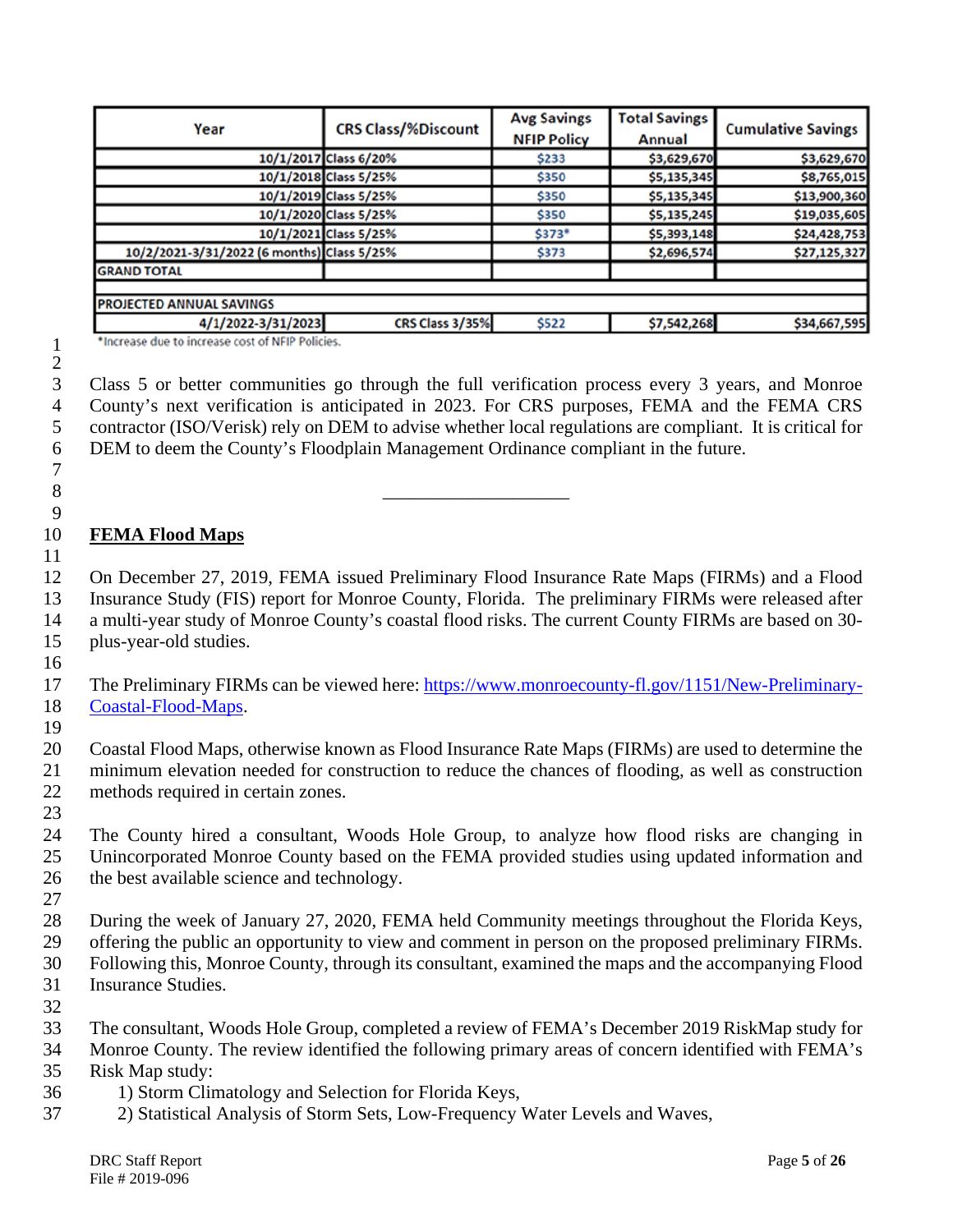| Year | CRS Class/%Discount | Avg Savings NFIP Policy | Total Savings Annual | Cumulative Savings |
|---|---|---|---|---|
| 10/1/2017 | Class 6/20% | $233 | $3,629,670 | $3,629,670 |
| 10/1/2018 | Class 5/25% | $350 | $5,135,345 | $8,765,015 |
| 10/1/2019 | Class 5/25% | $350 | $5,135,345 | $13,900,360 |
| 10/1/2020 | Class 5/25% | $350 | $5,135,245 | $19,035,605 |
| 10/1/2021 | Class 5/25% | $373* | $5,393,148 | $24,428,753 |
| 10/2/2021-3/31/2022 (6 months) | Class 5/25% | $373 | $2,696,574 | $27,125,327 |
| GRAND TOTAL | | | | |
| PROJECTED ANNUAL SAVINGS | | | | |
| 4/1/2022-3/31/2023 | CRS Class 3/35% | $522 | $7,542,268 | $34,667,595 |

*Increase due to increase cost of NFIP Policies.

Class 5 or better communities go through the full verification process every 3 years, and Monroe County's next verification is anticipated in 2023. For CRS purposes, FEMA and the FEMA CRS contractor (ISO/Verisk) rely on DEM to advise whether local regulations are compliant. It is critical for DEM to deem the County's Floodplain Management Ordinance compliant in the future.

---

**FEMA Flood Maps**

On December 27, 2019, FEMA issued Preliminary Flood Insurance Rate Maps (FIRMs) and a Flood Insurance Study (FIS) report for Monroe County, Florida. The preliminary FIRMs were released after a multi-year study of Monroe County's coastal flood risks. The current County FIRMs are based on 30-plus-year-old studies.

The Preliminary FIRMs can be viewed here: [https://www.monroecounty-fl.gov/1151/New-Preliminary-Coastal-Flood-Maps](https://www.monroecounty-fl.gov/1151/New-Preliminary-Coastal-Flood-Maps).

Coastal Flood Maps, otherwise known as Flood Insurance Rate Maps (FIRMs) are used to determine the minimum elevation needed for construction to reduce the chances of flooding, as well as construction methods required in certain zones.

The County hired a consultant, Woods Hole Group, to analyze how flood risks are changing in Unincorporated Monroe County based on the FEMA provided studies using updated information and the best available science and technology.

During the week of January 27, 2020, FEMA held Community meetings throughout the Florida Keys, offering the public an opportunity to view and comment in person on the proposed preliminary FIRMs. Following this, Monroe County, through its consultant, examined the maps and the accompanying Flood Insurance Studies.

The consultant, Woods Hole Group, completed a review of FEMA's December 2019 RiskMap study for Monroe County. The review identified the following primary areas of concern identified with FEMA's Risk Map study:

1) Storm Climatology and Selection for Florida Keys,
2) Statistical Analysis of Storm Sets, Low-Frequency Water Levels and Waves,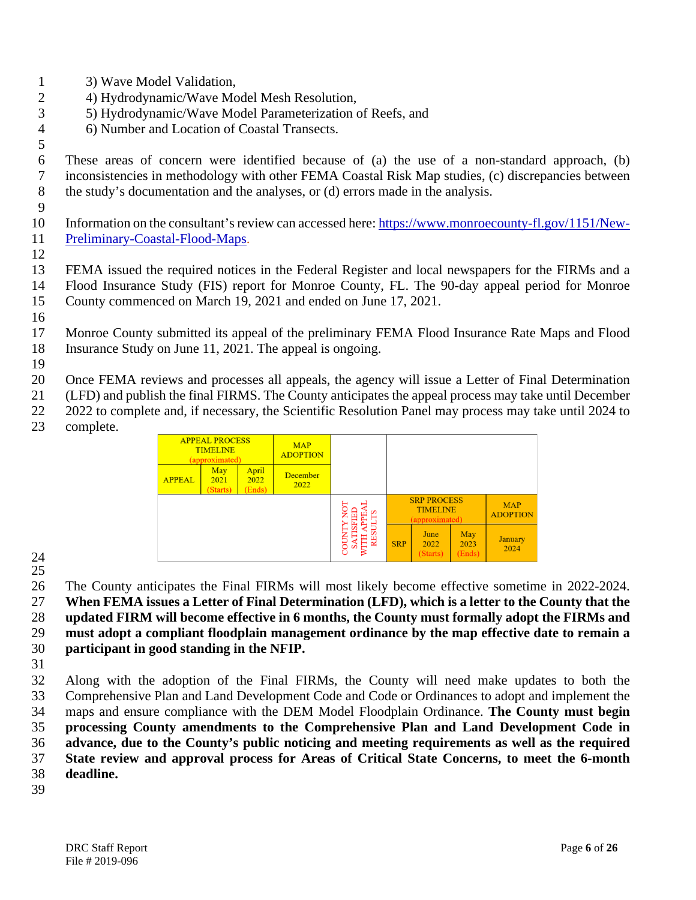3) Wave Model Validation,
4) Hydrodynamic/Wave Model Mesh Resolution,
5) Hydrodynamic/Wave Model Parameterization of Reefs, and
6) Number and Location of Coastal Transects.

These areas of concern were identified because of (a) the use of a non-standard approach, (b) inconsistencies in methodology with other FEMA Coastal Risk Map studies, (c) discrepancies between the study's documentation and the analyses, or (d) errors made in the analysis.

Information on the consultant's review can accessed here: [https://www.monroecounty-fl.gov/1151/New-Preliminary-Coastal-Flood-Maps](https://www.monroecounty-fl.gov/1151/New-Preliminary-Coastal-Flood-Maps).

FEMA issued the required notices in the Federal Register and local newspapers for the FIRMs and a Flood Insurance Study (FIS) report for Monroe County, FL. The 90-day appeal period for Monroe County commenced on March 19, 2021 and ended on June 17, 2021.

Monroe County submitted its appeal of the preliminary FEMA Flood Insurance Rate Maps and Flood Insurance Study on June 11, 2021. The appeal is ongoing.

Once FEMA reviews and processes all appeals, the agency will issue a Letter of Final Determination (LFD) and publish the final FIRMS. The County anticipates the appeal process may take until December 2022 to complete and, if necessary, the Scientific Resolution Panel may process may take until 2024 to complete.

| APPEAL PROCESS TIMELINE (approximated) | | | MAP ADOPTION | | | | | |
|---|---|---|---|---|---|---|---|---|
| APPEAL | May 2021 (Starts) | April 2022 (Ends) | December 2022 | | | | | |
| | | | | COUNTY NOT SATISFIED WITH APPEAL RESULTS | SRP PROCESS TIMELINE (approximated) | | | MAP ADOPTION |
| | | | | | SRP | June 2022 (Starts) | May 2023 (Ends) | January 2024 |

The County anticipates the Final FIRMs will most likely become effective sometime in 2022-2024. **When FEMA issues a Letter of Final Determination (LFD), which is a letter to the County that the updated FIRM will become effective in 6 months, the County must formally adopt the FIRMs and must adopt a compliant floodplain management ordinance by the map effective date to remain a participant in good standing in the NFIP.**

Along with the adoption of the Final FIRMs, the County will need make updates to both the Comprehensive Plan and Land Development Code and Code or Ordinances to adopt and implement the maps and ensure compliance with the DEM Model Floodplain Ordinance. **The County must begin processing County amendments to the Comprehensive Plan and Land Development Code in advance, due to the County's public noticing and meeting requirements as well as the required State review and approval process for Areas of Critical State Concerns, to meet the 6-month deadline.**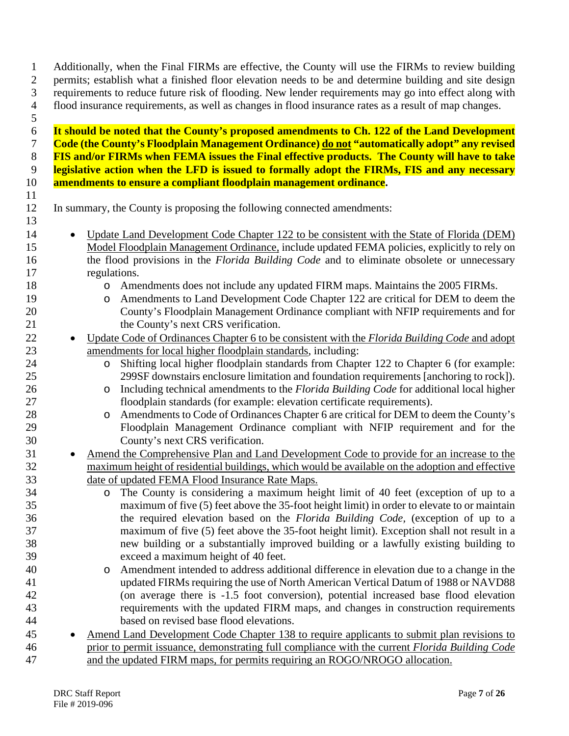Additionally, when the Final FIRMs are effective, the County will use the FIRMs to review building permits; establish what a finished floor elevation needs to be and determine building and site design requirements to reduce future risk of flooding. New lender requirements may go into effect along with flood insurance requirements, as well as changes in flood insurance rates as a result of map changes.

**It should be noted that the County's proposed amendments to Ch. 122 of the Land Development Code (the County's Floodplain Management Ordinance) do not "automatically adopt" any revised FIS and/or FIRMs when FEMA issues the Final effective products. The County will have to take legislative action when the LFD is issued to formally adopt the FIRMs, FIS and any necessary amendments to ensure a compliant floodplain management ordinance.**

In summary, the County is proposing the following connected amendments:

- Update Land Development Code Chapter 122 to be consistent with the State of Florida (DEM) Model Floodplain Management Ordinance, include updated FEMA policies, explicitly to rely on the flood provisions in the *Florida Building Code* and to eliminate obsolete or unnecessary regulations.
  - Amendments does not include any updated FIRM maps. Maintains the 2005 FIRMs.
  - Amendments to Land Development Code Chapter 122 are critical for DEM to deem the County's Floodplain Management Ordinance compliant with NFIP requirements and for the County's next CRS verification.
- Update Code of Ordinances Chapter 6 to be consistent with the *Florida Building Code* and adopt amendments for local higher floodplain standards, including:
  - Shifting local higher floodplain standards from Chapter 122 to Chapter 6 (for example: 299SF downstairs enclosure limitation and foundation requirements [anchoring to rock]).
  - Including technical amendments to the *Florida Building Code* for additional local higher floodplain standards (for example: elevation certificate requirements).
  - Amendments to Code of Ordinances Chapter 6 are critical for DEM to deem the County's Floodplain Management Ordinance compliant with NFIP requirement and for the County's next CRS verification.
- Amend the Comprehensive Plan and Land Development Code to provide for an increase to the maximum height of residential buildings, which would be available on the adoption and effective date of updated FEMA Flood Insurance Rate Maps.
  - The County is considering a maximum height limit of 40 feet (exception of up to a maximum of five (5) feet above the 35-foot height limit) in order to elevate to or maintain the required elevation based on the *Florida Building Code*, (exception of up to a maximum of five (5) feet above the 35-foot height limit). Exception shall not result in a new building or a substantially improved building or a lawfully existing building to exceed a maximum height of 40 feet.
  - Amendment intended to address additional difference in elevation due to a change in the updated FIRMs requiring the use of North American Vertical Datum of 1988 or NAVD88 (on average there is -1.5 foot conversion), potential increased base flood elevation requirements with the updated FIRM maps, and changes in construction requirements based on revised base flood elevations.
- Amend Land Development Code Chapter 138 to require applicants to submit plan revisions to prior to permit issuance, demonstrating full compliance with the current *Florida Building Code* and the updated FIRM maps, for permits requiring an ROGO/NROGO allocation.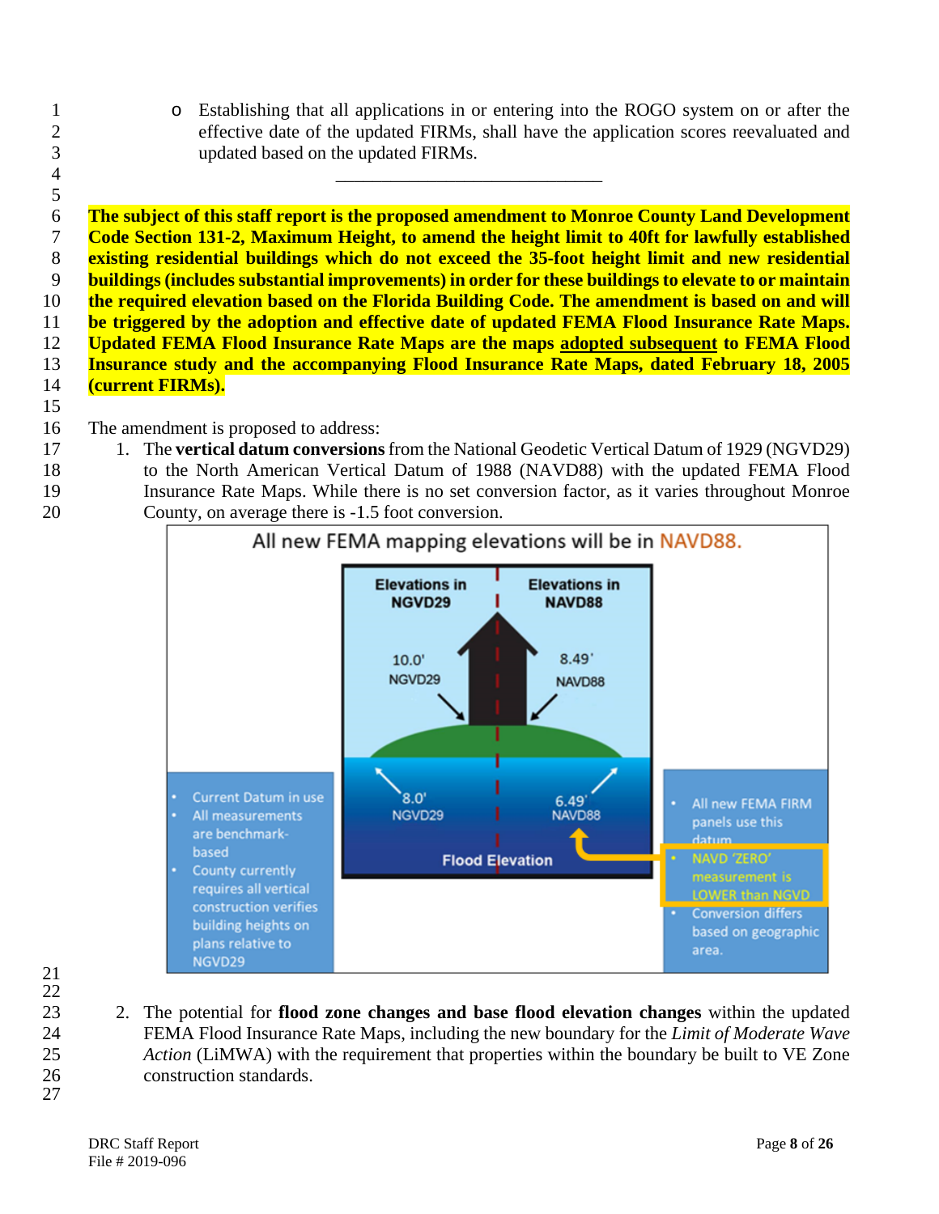- Establishing that all applications in or entering into the ROGO system on or after the effective date of the updated FIRMs, shall have the application scores reevaluated and updated based on the updated FIRMs.

______________________________

**The subject of this staff report is the proposed amendment to Monroe County Land Development Code Section 131-2, Maximum Height, to amend the height limit to 40ft for lawfully established existing residential buildings which do not exceed the 35-foot height limit and new residential buildings (includes substantial improvements) in order for these buildings to elevate to or maintain the required elevation based on the Florida Building Code. The amendment is based on and will be triggered by the adoption and effective date of updated FEMA Flood Insurance Rate Maps. Updated FEMA Flood Insurance Rate Maps are the maps <u>adopted subsequent</u> to FEMA Flood Insurance study and the accompanying Flood Insurance Rate Maps, dated February 18, 2005 (current FIRMs).**

The amendment is proposed to address:

1. The **vertical datum conversions** from the National Geodetic Vertical Datum of 1929 (NGVD29) to the North American Vertical Datum of 1988 (NAVD88) with the updated FEMA Flood Insurance Rate Maps. While there is no set conversion factor, as it varies throughout Monroe County, on average there is -1.5 foot conversion.

All new FEMA mapping elevations will be in NAVD88.

| Elevations in NGVD29 | Elevations in NAVD88 |
|---|---|
| 10.0' NGVD29 | 8.49' NAVD88 |
| 8.0' NGVD29 | 6.49' NAVD88 |

Flood Elevation

- Current Datum in use
- All measurements are benchmark-based
- County currently requires all vertical construction verifies building heights on plans relative to NGVD29

- All new FEMA FIRM panels use this datum
- NAVD 'ZERO' measurement is LOWER than NGVD
- Conversion differs based on geographic area.

2. The potential for **flood zone changes and base flood elevation changes** within the updated FEMA Flood Insurance Rate Maps, including the new boundary for the *Limit of Moderate Wave Action* (LiMWA) with the requirement that properties within the boundary be built to VE Zone construction standards.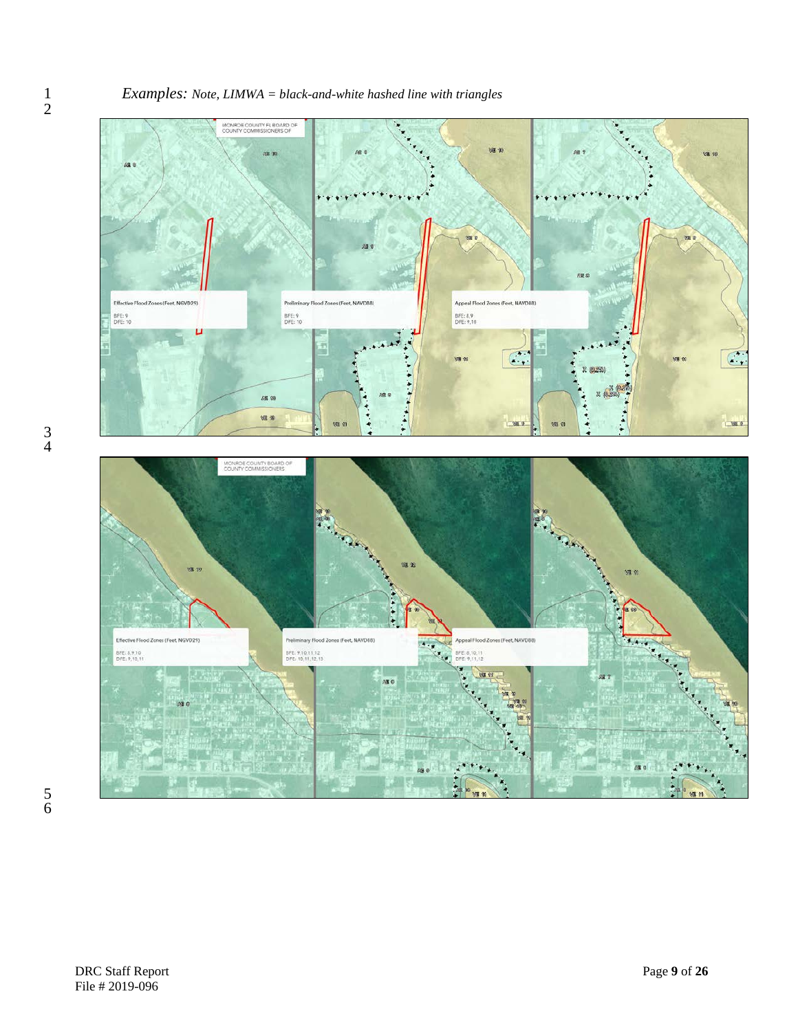*Examples: Note, LIMWA = black-and-white hashed line with triangles*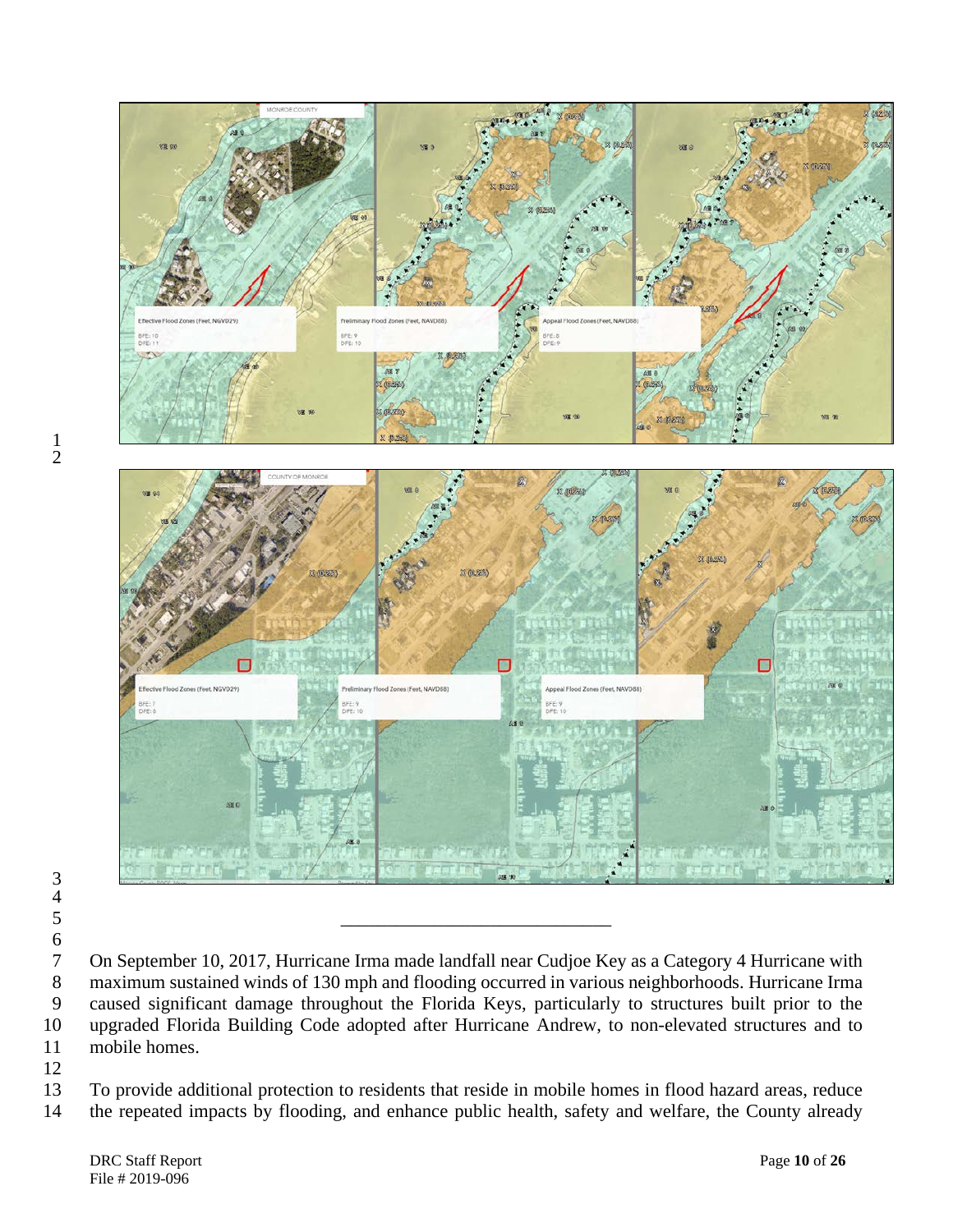On September 10, 2017, Hurricane Irma made landfall near Cudjoe Key as a Category 4 Hurricane with maximum sustained winds of 130 mph and flooding occurred in various neighborhoods. Hurricane Irma caused significant damage throughout the Florida Keys, particularly to structures built prior to the upgraded Florida Building Code adopted after Hurricane Andrew, to non-elevated structures and to mobile homes.

To provide additional protection to residents that reside in mobile homes in flood hazard areas, reduce the repeated impacts by flooding, and enhance public health, safety and welfare, the County already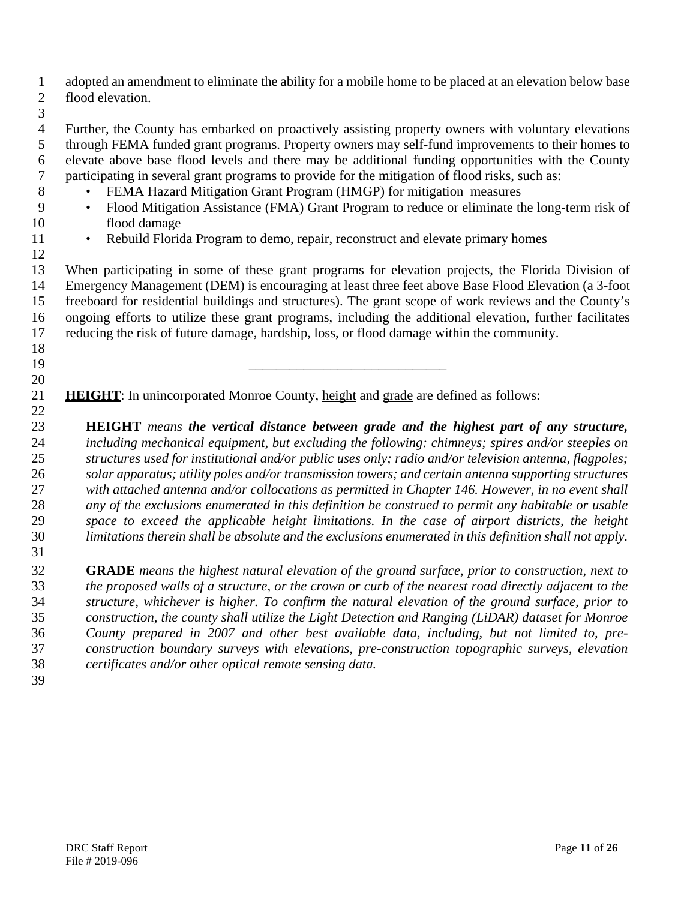adopted an amendment to eliminate the ability for a mobile home to be placed at an elevation below base flood elevation.

Further, the County has embarked on proactively assisting property owners with voluntary elevations through FEMA funded grant programs. Property owners may self-fund improvements to their homes to elevate above base flood levels and there may be additional funding opportunities with the County participating in several grant programs to provide for the mitigation of flood risks, such as:

- FEMA Hazard Mitigation Grant Program (HMGP) for mitigation measures
- Flood Mitigation Assistance (FMA) Grant Program to reduce or eliminate the long-term risk of flood damage
- Rebuild Florida Program to demo, repair, reconstruct and elevate primary homes

When participating in some of these grant programs for elevation projects, the Florida Division of Emergency Management (DEM) is encouraging at least three feet above Base Flood Elevation (a 3-foot freeboard for residential buildings and structures). The grant scope of work reviews and the County's ongoing efforts to utilize these grant programs, including the additional elevation, further facilitates reducing the risk of future damage, hardship, loss, or flood damage within the community.

---

**HEIGHT**: In unincorporated Monroe County, height and grade are defined as follows:

> **HEIGHT** *means* ***the vertical distance between grade and the highest part of any structure,*** *including mechanical equipment, but excluding the following: chimneys; spires and/or steeples on structures used for institutional and/or public uses only; radio and/or television antenna, flagpoles; solar apparatus; utility poles and/or transmission towers; and certain antenna supporting structures with attached antenna and/or collocations as permitted in Chapter 146. However, in no event shall any of the exclusions enumerated in this definition be construed to permit any habitable or usable space to exceed the applicable height limitations. In the case of airport districts, the height limitations therein shall be absolute and the exclusions enumerated in this definition shall not apply.*

> **GRADE** *means the highest natural elevation of the ground surface, prior to construction, next to the proposed walls of a structure, or the crown or curb of the nearest road directly adjacent to the structure, whichever is higher. To confirm the natural elevation of the ground surface, prior to construction, the county shall utilize the Light Detection and Ranging (LiDAR) dataset for Monroe County prepared in 2007 and other best available data, including, but not limited to, pre-construction boundary surveys with elevations, pre-construction topographic surveys, elevation certificates and/or other optical remote sensing data.*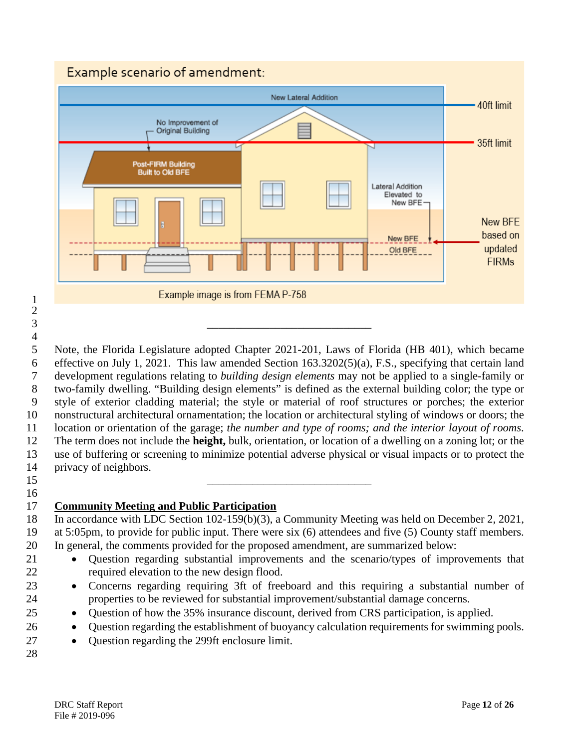Example scenario of amendment:

Example image is from FEMA P-758

---

Note, the Florida Legislature adopted Chapter 2021-201, Laws of Florida (HB 401), which became effective on July 1, 2021. This law amended Section 163.3202(5)(a), F.S., specifying that certain land development regulations relating to *building design elements* may not be applied to a single-family or two-family dwelling. "Building design elements" is defined as the external building color; the type or style of exterior cladding material; the style or material of roof structures or porches; the exterior nonstructural architectural ornamentation; the location or architectural styling of windows or doors; the location or orientation of the garage; *the number and type of rooms; and the interior layout of rooms*. The term does not include the **height,** bulk, orientation, or location of a dwelling on a zoning lot; or the use of buffering or screening to minimize potential adverse physical or visual impacts or to protect the privacy of neighbors.

---

**Community Meeting and Public Participation**

In accordance with LDC Section 102-159(b)(3), a Community Meeting was held on December 2, 2021, at 5:05pm, to provide for public input. There were six (6) attendees and five (5) County staff members. In general, the comments provided for the proposed amendment, are summarized below:

- Question regarding substantial improvements and the scenario/types of improvements that required elevation to the new design flood.
- Concerns regarding requiring 3ft of freeboard and this requiring a substantial number of properties to be reviewed for substantial improvement/substantial damage concerns.
- Question of how the 35% insurance discount, derived from CRS participation, is applied.
- Question regarding the establishment of buoyancy calculation requirements for swimming pools.
- Question regarding the 299ft enclosure limit.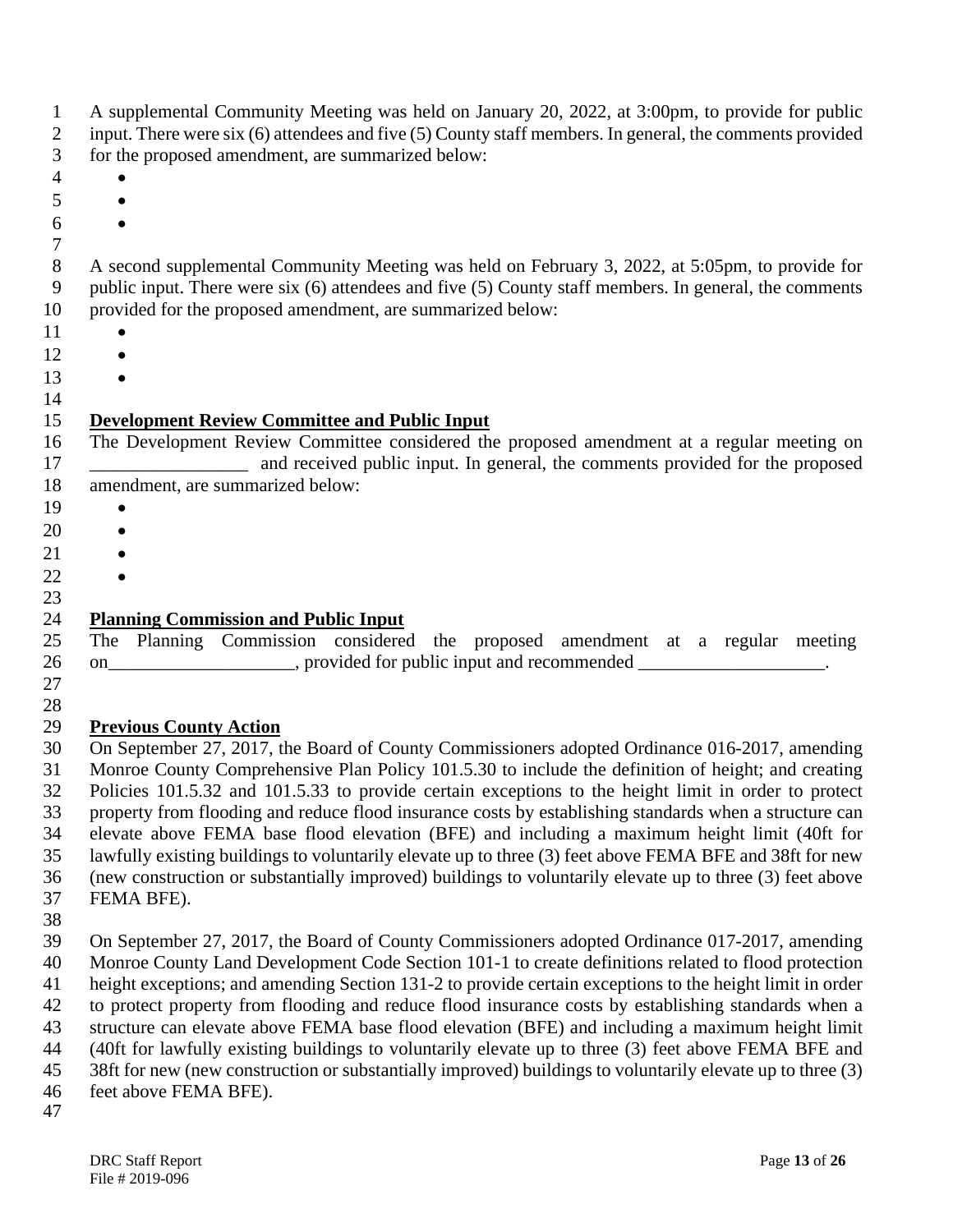A supplemental Community Meeting was held on January 20, 2022, at 3:00pm, to provide for public input. There were six (6) attendees and five (5) County staff members. In general, the comments provided for the proposed amendment, are summarized below:

- 
- 
- 

A second supplemental Community Meeting was held on February 3, 2022, at 5:05pm, to provide for public input. There were six (6) attendees and five (5) County staff members. In general, the comments provided for the proposed amendment, are summarized below:

- 
- 
- 

**Development Review Committee and Public Input**

The Development Review Committee considered the proposed amendment at a regular meeting on _________________ and received public input. In general, the comments provided for the proposed amendment, are summarized below:

- 
- 
- 
- 

**Planning Commission and Public Input**

The Planning Commission considered the proposed amendment at a regular meeting on____________________, provided for public input and recommended ____________________.

**Previous County Action**

On September 27, 2017, the Board of County Commissioners adopted Ordinance 016-2017, amending Monroe County Comprehensive Plan Policy 101.5.30 to include the definition of height; and creating Policies 101.5.32 and 101.5.33 to provide certain exceptions to the height limit in order to protect property from flooding and reduce flood insurance costs by establishing standards when a structure can elevate above FEMA base flood elevation (BFE) and including a maximum height limit (40ft for lawfully existing buildings to voluntarily elevate up to three (3) feet above FEMA BFE and 38ft for new (new construction or substantially improved) buildings to voluntarily elevate up to three (3) feet above FEMA BFE).

On September 27, 2017, the Board of County Commissioners adopted Ordinance 017-2017, amending Monroe County Land Development Code Section 101-1 to create definitions related to flood protection height exceptions; and amending Section 131-2 to provide certain exceptions to the height limit in order to protect property from flooding and reduce flood insurance costs by establishing standards when a structure can elevate above FEMA base flood elevation (BFE) and including a maximum height limit (40ft for lawfully existing buildings to voluntarily elevate up to three (3) feet above FEMA BFE and 38ft for new (new construction or substantially improved) buildings to voluntarily elevate up to three (3) feet above FEMA BFE).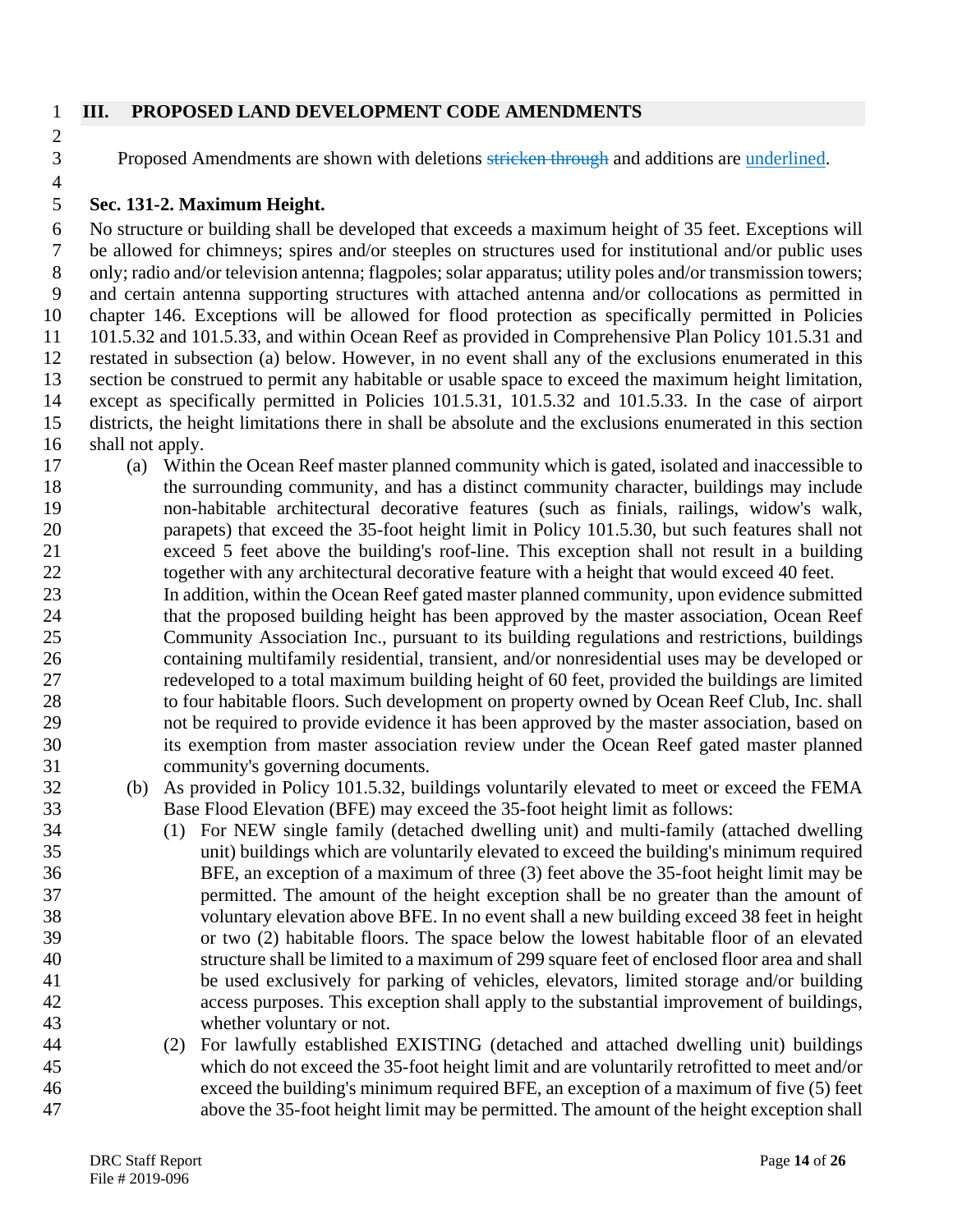## III. PROPOSED LAND DEVELOPMENT CODE AMENDMENTS

Proposed Amendments are shown with deletions ~~stricken through~~ and additions are <u>underlined</u>.

### Sec. 131-2. Maximum Height.

No structure or building shall be developed that exceeds a maximum height of 35 feet. Exceptions will be allowed for chimneys; spires and/or steeples on structures used for institutional and/or public uses only; radio and/or television antenna; flagpoles; solar apparatus; utility poles and/or transmission towers; and certain antenna supporting structures with attached antenna and/or collocations as permitted in chapter 146. Exceptions will be allowed for flood protection as specifically permitted in Policies 101.5.32 and 101.5.33, and within Ocean Reef as provided in Comprehensive Plan Policy 101.5.31 and restated in subsection (a) below. However, in no event shall any of the exclusions enumerated in this section be construed to permit any habitable or usable space to exceed the maximum height limitation, except as specifically permitted in Policies 101.5.31, 101.5.32 and 101.5.33. In the case of airport districts, the height limitations there in shall be absolute and the exclusions enumerated in this section shall not apply.

(a) Within the Ocean Reef master planned community which is gated, isolated and inaccessible to the surrounding community, and has a distinct community character, buildings may include non-habitable architectural decorative features (such as finials, railings, widow's walk, parapets) that exceed the 35-foot height limit in Policy 101.5.30, but such features shall not exceed 5 feet above the building's roof-line. This exception shall not result in a building together with any architectural decorative feature with a height that would exceed 40 feet.
In addition, within the Ocean Reef gated master planned community, upon evidence submitted that the proposed building height has been approved by the master association, Ocean Reef Community Association Inc., pursuant to its building regulations and restrictions, buildings containing multifamily residential, transient, and/or nonresidential uses may be developed or redeveloped to a total maximum building height of 60 feet, provided the buildings are limited to four habitable floors. Such development on property owned by Ocean Reef Club, Inc. shall not be required to provide evidence it has been approved by the master association, based on its exemption from master association review under the Ocean Reef gated master planned community's governing documents.

(b) As provided in Policy 101.5.32, buildings voluntarily elevated to meet or exceed the FEMA Base Flood Elevation (BFE) may exceed the 35-foot height limit as follows:

(1) For NEW single family (detached dwelling unit) and multi-family (attached dwelling unit) buildings which are voluntarily elevated to exceed the building's minimum required BFE, an exception of a maximum of three (3) feet above the 35-foot height limit may be permitted. The amount of the height exception shall be no greater than the amount of voluntary elevation above BFE. In no event shall a new building exceed 38 feet in height or two (2) habitable floors. The space below the lowest habitable floor of an elevated structure shall be limited to a maximum of 299 square feet of enclosed floor area and shall be used exclusively for parking of vehicles, elevators, limited storage and/or building access purposes. This exception shall apply to the substantial improvement of buildings, whether voluntary or not.

(2) For lawfully established EXISTING (detached and attached dwelling unit) buildings which do not exceed the 35-foot height limit and are voluntarily retrofitted to meet and/or exceed the building's minimum required BFE, an exception of a maximum of five (5) feet above the 35-foot height limit may be permitted. The amount of the height exception shall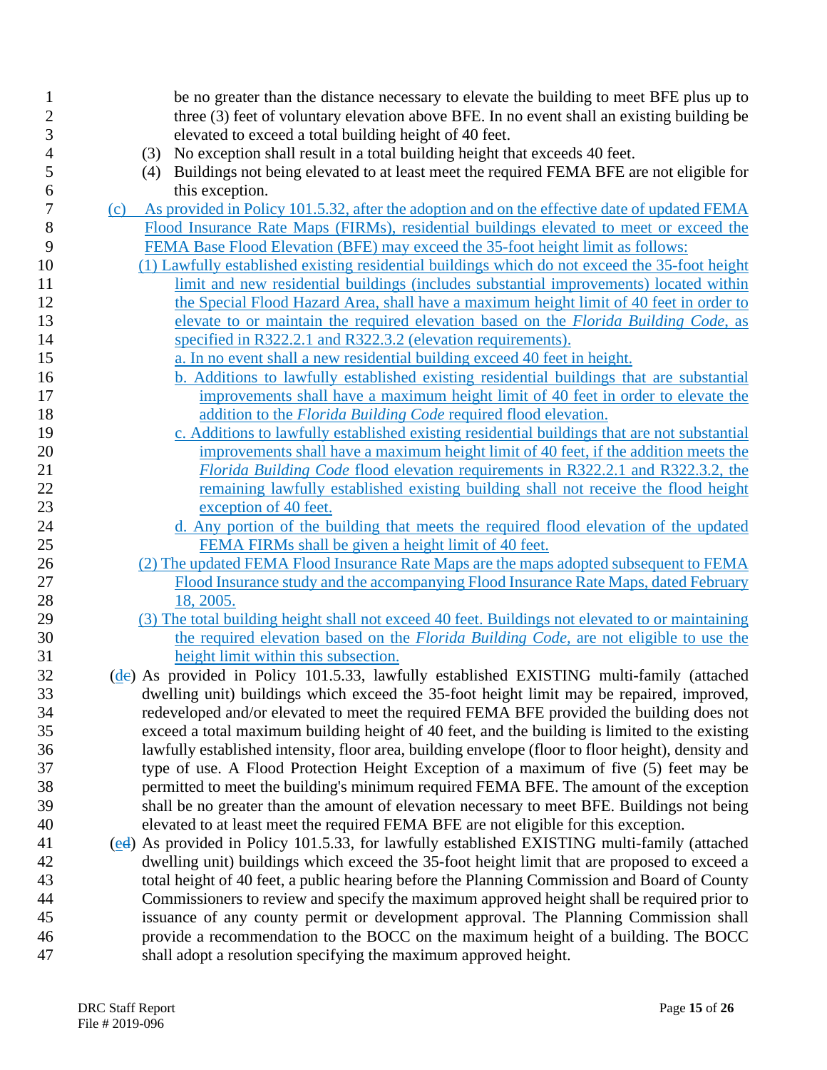be no greater than the distance necessary to elevate the building to meet BFE plus up to three (3) feet of voluntary elevation above BFE. In no event shall an existing building be elevated to exceed a total building height of 40 feet.

(3) No exception shall result in a total building height that exceeds 40 feet.

(4) Buildings not being elevated to at least meet the required FEMA BFE are not eligible for this exception.

<u>(c) As provided in Policy 101.5.32, after the adoption and on the effective date of updated FEMA Flood Insurance Rate Maps (FIRMs), residential buildings elevated to meet or exceed the FEMA Base Flood Elevation (BFE) may exceed the 35-foot height limit as follows:</u>

<u>(1) Lawfully established existing residential buildings which do not exceed the 35-foot height limit and new residential buildings (includes substantial improvements) located within the Special Flood Hazard Area, shall have a maximum height limit of 40 feet in order to elevate to or maintain the required elevation based on the *Florida Building Code*, as specified in R322.2.1 and R322.3.2 (elevation requirements).</u>

<u>a. In no event shall a new residential building exceed 40 feet in height.</u>

<u>b. Additions to lawfully established existing residential buildings that are substantial improvements shall have a maximum height limit of 40 feet in order to elevate the addition to the *Florida Building Code* required flood elevation.</u>

<u>c. Additions to lawfully established existing residential buildings that are not substantial improvements shall have a maximum height limit of 40 feet, if the addition meets the *Florida Building Code* flood elevation requirements in R322.2.1 and R322.3.2, the remaining lawfully established existing building shall not receive the flood height exception of 40 feet.</u>

<u>d. Any portion of the building that meets the required flood elevation of the updated FEMA FIRMs shall be given a height limit of 40 feet.</u>

<u>(2) The updated FEMA Flood Insurance Rate Maps are the maps adopted subsequent to FEMA Flood Insurance study and the accompanying Flood Insurance Rate Maps, dated February 18, 2005.</u>

<u>(3) The total building height shall not exceed 40 feet. Buildings not elevated to or maintaining the required elevation based on the *Florida Building Code*, are not eligible to use the height limit within this subsection.</u>

(<u>d</u>~~c~~) As provided in Policy 101.5.33, lawfully established EXISTING multi-family (attached dwelling unit) buildings which exceed the 35-foot height limit may be repaired, improved, redeveloped and/or elevated to meet the required FEMA BFE provided the building does not exceed a total maximum building height of 40 feet, and the building is limited to the existing lawfully established intensity, floor area, building envelope (floor to floor height), density and type of use. A Flood Protection Height Exception of a maximum of five (5) feet may be permitted to meet the building's minimum required FEMA BFE. The amount of the exception shall be no greater than the amount of elevation necessary to meet BFE. Buildings not being elevated to at least meet the required FEMA BFE are not eligible for this exception.

(<u>e</u>~~d~~) As provided in Policy 101.5.33, for lawfully established EXISTING multi-family (attached dwelling unit) buildings which exceed the 35-foot height limit that are proposed to exceed a total height of 40 feet, a public hearing before the Planning Commission and Board of County Commissioners to review and specify the maximum approved height shall be required prior to issuance of any county permit or development approval. The Planning Commission shall provide a recommendation to the BOCC on the maximum height of a building. The BOCC shall adopt a resolution specifying the maximum approved height.

DRC Staff Report
File # 2019-096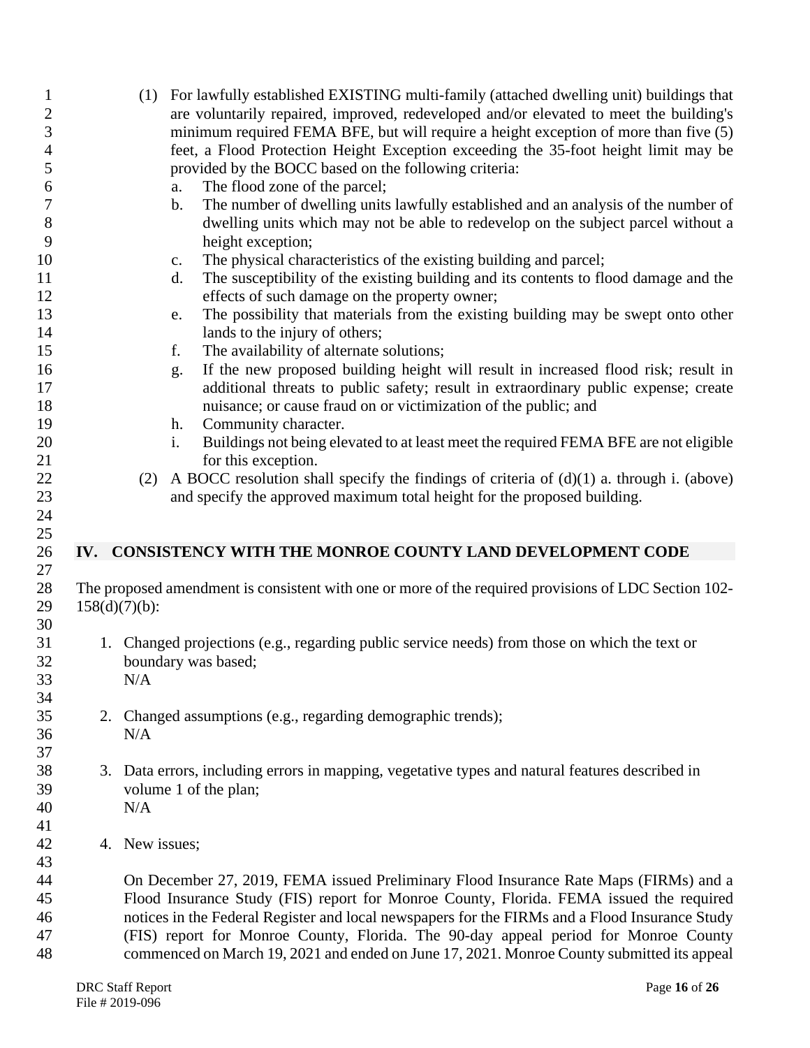(1) For lawfully established EXISTING multi-family (attached dwelling unit) buildings that are voluntarily repaired, improved, redeveloped and/or elevated to meet the building's minimum required FEMA BFE, but will require a height exception of more than five (5) feet, a Flood Protection Height Exception exceeding the 35-foot height limit may be provided by the BOCC based on the following criteria:
   a. The flood zone of the parcel;
   b. The number of dwelling units lawfully established and an analysis of the number of dwelling units which may not be able to redevelop on the subject parcel without a height exception;
   c. The physical characteristics of the existing building and parcel;
   d. The susceptibility of the existing building and its contents to flood damage and the effects of such damage on the property owner;
   e. The possibility that materials from the existing building may be swept onto other lands to the injury of others;
   f. The availability of alternate solutions;
   g. If the new proposed building height will result in increased flood risk; result in additional threats to public safety; result in extraordinary public expense; create nuisance; or cause fraud on or victimization of the public; and
   h. Community character.
   i. Buildings not being elevated to at least meet the required FEMA BFE are not eligible for this exception.

(2) A BOCC resolution shall specify the findings of criteria of (d)(1) a. through i. (above) and specify the approved maximum total height for the proposed building.

## IV. CONSISTENCY WITH THE MONROE COUNTY LAND DEVELOPMENT CODE

The proposed amendment is consistent with one or more of the required provisions of LDC Section 102-158(d)(7)(b):

1. Changed projections (e.g., regarding public service needs) from those on which the text or boundary was based;
   N/A

2. Changed assumptions (e.g., regarding demographic trends);
   N/A

3. Data errors, including errors in mapping, vegetative types and natural features described in volume 1 of the plan;
   N/A

4. New issues;

   On December 27, 2019, FEMA issued Preliminary Flood Insurance Rate Maps (FIRMs) and a Flood Insurance Study (FIS) report for Monroe County, Florida. FEMA issued the required notices in the Federal Register and local newspapers for the FIRMs and a Flood Insurance Study (FIS) report for Monroe County, Florida. The 90-day appeal period for Monroe County commenced on March 19, 2021 and ended on June 17, 2021. Monroe County submitted its appeal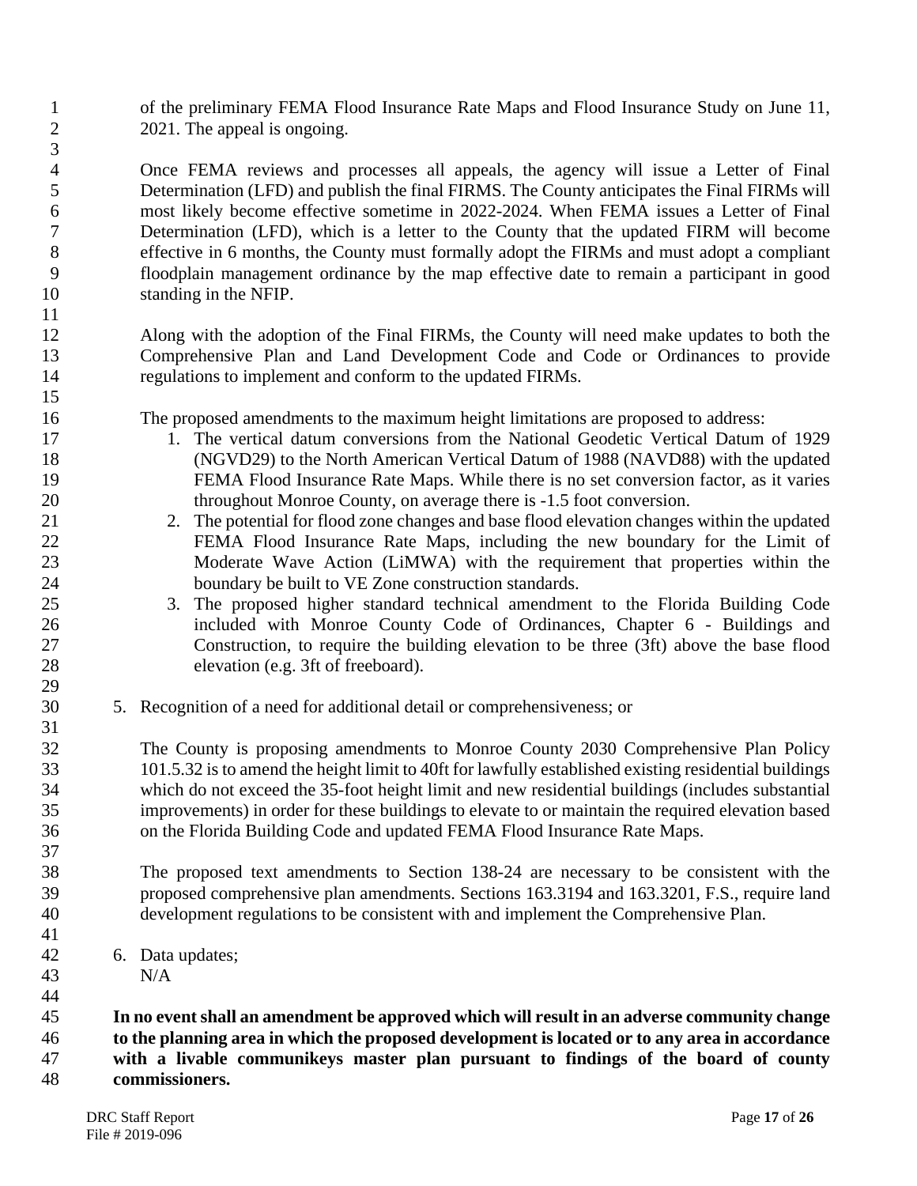of the preliminary FEMA Flood Insurance Rate Maps and Flood Insurance Study on June 11, 2021. The appeal is ongoing.

Once FEMA reviews and processes all appeals, the agency will issue a Letter of Final Determination (LFD) and publish the final FIRMS. The County anticipates the Final FIRMs will most likely become effective sometime in 2022-2024. When FEMA issues a Letter of Final Determination (LFD), which is a letter to the County that the updated FIRM will become effective in 6 months, the County must formally adopt the FIRMs and must adopt a compliant floodplain management ordinance by the map effective date to remain a participant in good standing in the NFIP.

Along with the adoption of the Final FIRMs, the County will need make updates to both the Comprehensive Plan and Land Development Code and Code or Ordinances to provide regulations to implement and conform to the updated FIRMs.

The proposed amendments to the maximum height limitations are proposed to address:

1. The vertical datum conversions from the National Geodetic Vertical Datum of 1929 (NGVD29) to the North American Vertical Datum of 1988 (NAVD88) with the updated FEMA Flood Insurance Rate Maps. While there is no set conversion factor, as it varies throughout Monroe County, on average there is -1.5 foot conversion.
2. The potential for flood zone changes and base flood elevation changes within the updated FEMA Flood Insurance Rate Maps, including the new boundary for the Limit of Moderate Wave Action (LiMWA) with the requirement that properties within the boundary be built to VE Zone construction standards.
3. The proposed higher standard technical amendment to the Florida Building Code included with Monroe County Code of Ordinances, Chapter 6 - Buildings and Construction, to require the building elevation to be three (3ft) above the base flood elevation (e.g. 3ft of freeboard).

5. Recognition of a need for additional detail or comprehensiveness; or

   The County is proposing amendments to Monroe County 2030 Comprehensive Plan Policy 101.5.32 is to amend the height limit to 40ft for lawfully established existing residential buildings which do not exceed the 35-foot height limit and new residential buildings (includes substantial improvements) in order for these buildings to elevate to or maintain the required elevation based on the Florida Building Code and updated FEMA Flood Insurance Rate Maps.

   The proposed text amendments to Section 138-24 are necessary to be consistent with the proposed comprehensive plan amendments. Sections 163.3194 and 163.3201, F.S., require land development regulations to be consistent with and implement the Comprehensive Plan.

6. Data updates;
   N/A

**In no event shall an amendment be approved which will result in an adverse community change to the planning area in which the proposed development is located or to any area in accordance with a livable communikeys master plan pursuant to findings of the board of county commissioners.**

DRC Staff Report
File # 2019-096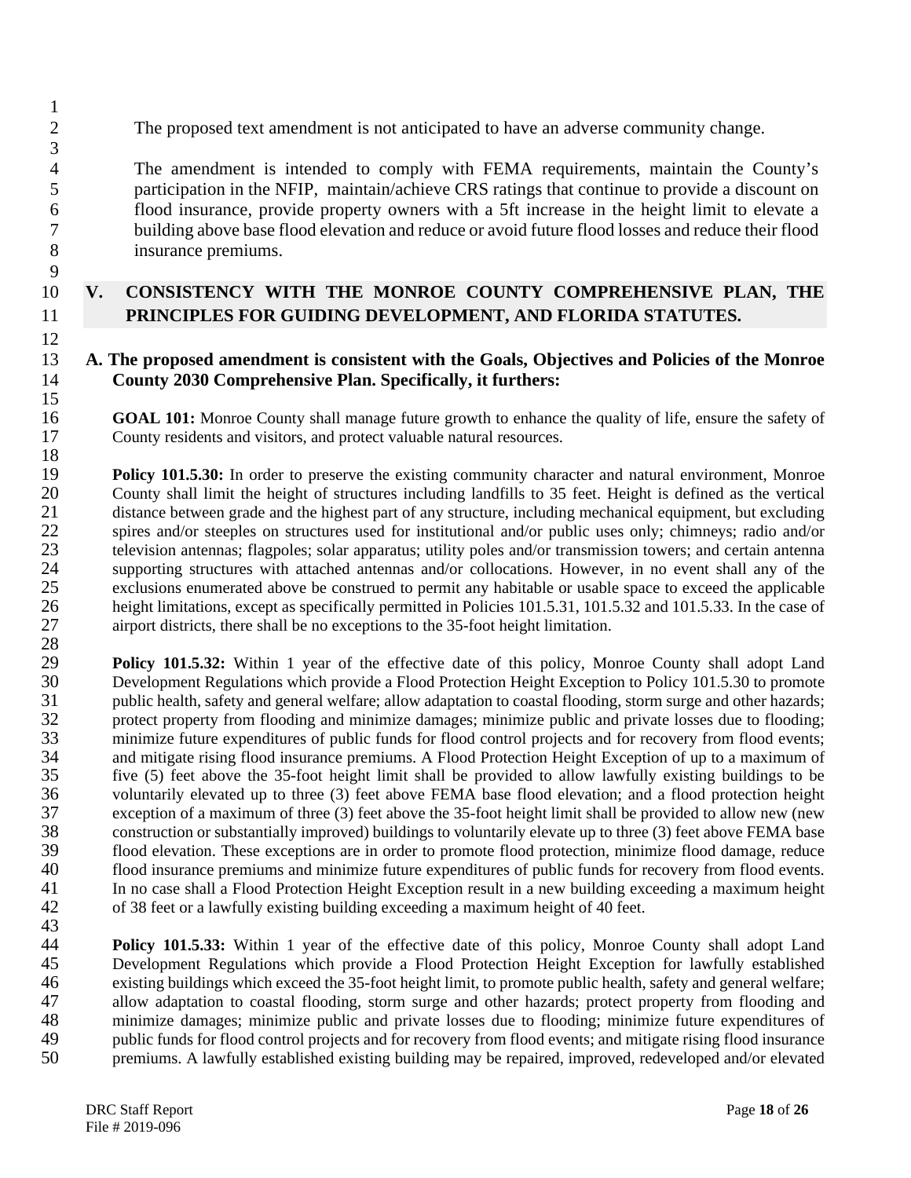The proposed text amendment is not anticipated to have an adverse community change.

The amendment is intended to comply with FEMA requirements, maintain the County's participation in the NFIP, maintain/achieve CRS ratings that continue to provide a discount on flood insurance, provide property owners with a 5ft increase in the height limit to elevate a building above base flood elevation and reduce or avoid future flood losses and reduce their flood insurance premiums.

## V. CONSISTENCY WITH THE MONROE COUNTY COMPREHENSIVE PLAN, THE PRINCIPLES FOR GUIDING DEVELOPMENT, AND FLORIDA STATUTES.

**A. The proposed amendment is consistent with the Goals, Objectives and Policies of the Monroe County 2030 Comprehensive Plan. Specifically, it furthers:**

**GOAL 101:** Monroe County shall manage future growth to enhance the quality of life, ensure the safety of County residents and visitors, and protect valuable natural resources.

**Policy 101.5.30:** In order to preserve the existing community character and natural environment, Monroe County shall limit the height of structures including landfills to 35 feet. Height is defined as the vertical distance between grade and the highest part of any structure, including mechanical equipment, but excluding spires and/or steeples on structures used for institutional and/or public uses only; chimneys; radio and/or television antennas; flagpoles; solar apparatus; utility poles and/or transmission towers; and certain antenna supporting structures with attached antennas and/or collocations. However, in no event shall any of the exclusions enumerated above be construed to permit any habitable or usable space to exceed the applicable height limitations, except as specifically permitted in Policies 101.5.31, 101.5.32 and 101.5.33. In the case of airport districts, there shall be no exceptions to the 35-foot height limitation.

**Policy 101.5.32:** Within 1 year of the effective date of this policy, Monroe County shall adopt Land Development Regulations which provide a Flood Protection Height Exception to Policy 101.5.30 to promote public health, safety and general welfare; allow adaptation to coastal flooding, storm surge and other hazards; protect property from flooding and minimize damages; minimize public and private losses due to flooding; minimize future expenditures of public funds for flood control projects and for recovery from flood events; and mitigate rising flood insurance premiums. A Flood Protection Height Exception of up to a maximum of five (5) feet above the 35-foot height limit shall be provided to allow lawfully existing buildings to be voluntarily elevated up to three (3) feet above FEMA base flood elevation; and a flood protection height exception of a maximum of three (3) feet above the 35-foot height limit shall be provided to allow new (new construction or substantially improved) buildings to voluntarily elevate up to three (3) feet above FEMA base flood elevation. These exceptions are in order to promote flood protection, minimize flood damage, reduce flood insurance premiums and minimize future expenditures of public funds for recovery from flood events. In no case shall a Flood Protection Height Exception result in a new building exceeding a maximum height of 38 feet or a lawfully existing building exceeding a maximum height of 40 feet.

**Policy 101.5.33:** Within 1 year of the effective date of this policy, Monroe County shall adopt Land Development Regulations which provide a Flood Protection Height Exception for lawfully established existing buildings which exceed the 35-foot height limit, to promote public health, safety and general welfare; allow adaptation to coastal flooding, storm surge and other hazards; protect property from flooding and minimize damages; minimize public and private losses due to flooding; minimize future expenditures of public funds for flood control projects and for recovery from flood events; and mitigate rising flood insurance premiums. A lawfully established existing building may be repaired, improved, redeveloped and/or elevated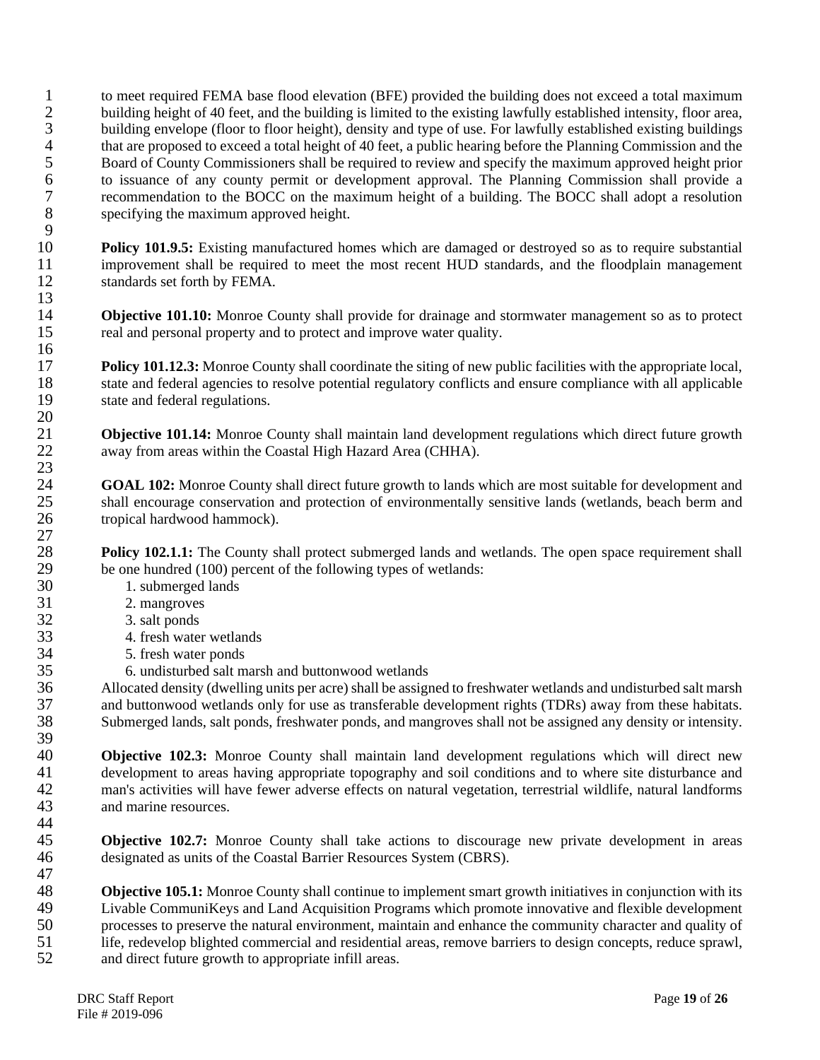to meet required FEMA base flood elevation (BFE) provided the building does not exceed a total maximum building height of 40 feet, and the building is limited to the existing lawfully established intensity, floor area, building envelope (floor to floor height), density and type of use. For lawfully established existing buildings that are proposed to exceed a total height of 40 feet, a public hearing before the Planning Commission and the Board of County Commissioners shall be required to review and specify the maximum approved height prior to issuance of any county permit or development approval. The Planning Commission shall provide a recommendation to the BOCC on the maximum height of a building. The BOCC shall adopt a resolution specifying the maximum approved height.

**Policy 101.9.5:** Existing manufactured homes which are damaged or destroyed so as to require substantial improvement shall be required to meet the most recent HUD standards, and the floodplain management standards set forth by FEMA.

**Objective 101.10:** Monroe County shall provide for drainage and stormwater management so as to protect real and personal property and to protect and improve water quality.

**Policy 101.12.3:** Monroe County shall coordinate the siting of new public facilities with the appropriate local, state and federal agencies to resolve potential regulatory conflicts and ensure compliance with all applicable state and federal regulations.

**Objective 101.14:** Monroe County shall maintain land development regulations which direct future growth away from areas within the Coastal High Hazard Area (CHHA).

**GOAL 102:** Monroe County shall direct future growth to lands which are most suitable for development and shall encourage conservation and protection of environmentally sensitive lands (wetlands, beach berm and tropical hardwood hammock).

**Policy 102.1.1:** The County shall protect submerged lands and wetlands. The open space requirement shall be one hundred (100) percent of the following types of wetlands:

1. submerged lands
2. mangroves
3. salt ponds
4. fresh water wetlands
5. fresh water ponds
6. undisturbed salt marsh and buttonwood wetlands

Allocated density (dwelling units per acre) shall be assigned to freshwater wetlands and undisturbed salt marsh and buttonwood wetlands only for use as transferable development rights (TDRs) away from these habitats. Submerged lands, salt ponds, freshwater ponds, and mangroves shall not be assigned any density or intensity.

**Objective 102.3:** Monroe County shall maintain land development regulations which will direct new development to areas having appropriate topography and soil conditions and to where site disturbance and man's activities will have fewer adverse effects on natural vegetation, terrestrial wildlife, natural landforms and marine resources.

**Objective 102.7:** Monroe County shall take actions to discourage new private development in areas designated as units of the Coastal Barrier Resources System (CBRS).

**Objective 105.1:** Monroe County shall continue to implement smart growth initiatives in conjunction with its Livable CommuniKeys and Land Acquisition Programs which promote innovative and flexible development processes to preserve the natural environment, maintain and enhance the community character and quality of life, redevelop blighted commercial and residential areas, remove barriers to design concepts, reduce sprawl, and direct future growth to appropriate infill areas.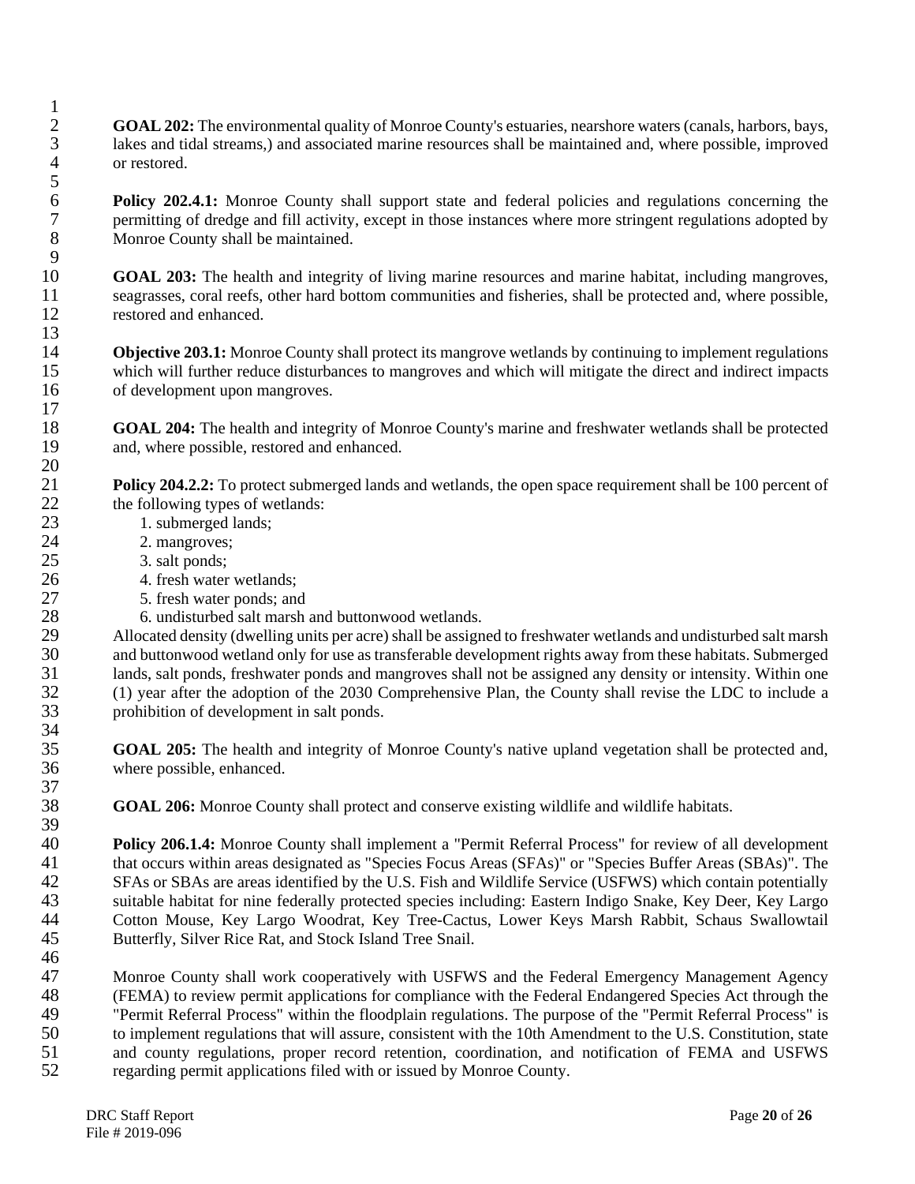**GOAL 202:** The environmental quality of Monroe County's estuaries, nearshore waters (canals, harbors, bays, lakes and tidal streams,) and associated marine resources shall be maintained and, where possible, improved or restored.

**Policy 202.4.1:** Monroe County shall support state and federal policies and regulations concerning the permitting of dredge and fill activity, except in those instances where more stringent regulations adopted by Monroe County shall be maintained.

**GOAL 203:** The health and integrity of living marine resources and marine habitat, including mangroves, seagrasses, coral reefs, other hard bottom communities and fisheries, shall be protected and, where possible, restored and enhanced.

**Objective 203.1:** Monroe County shall protect its mangrove wetlands by continuing to implement regulations which will further reduce disturbances to mangroves and which will mitigate the direct and indirect impacts of development upon mangroves.

**GOAL 204:** The health and integrity of Monroe County's marine and freshwater wetlands shall be protected and, where possible, restored and enhanced.

**Policy 204.2.2:** To protect submerged lands and wetlands, the open space requirement shall be 100 percent of the following types of wetlands:

1. submerged lands;
2. mangroves;
3. salt ponds;
4. fresh water wetlands;
5. fresh water ponds; and
6. undisturbed salt marsh and buttonwood wetlands.

Allocated density (dwelling units per acre) shall be assigned to freshwater wetlands and undisturbed salt marsh and buttonwood wetland only for use as transferable development rights away from these habitats. Submerged lands, salt ponds, freshwater ponds and mangroves shall not be assigned any density or intensity. Within one (1) year after the adoption of the 2030 Comprehensive Plan, the County shall revise the LDC to include a prohibition of development in salt ponds.

**GOAL 205:** The health and integrity of Monroe County's native upland vegetation shall be protected and, where possible, enhanced.

**GOAL 206:** Monroe County shall protect and conserve existing wildlife and wildlife habitats.

**Policy 206.1.4:** Monroe County shall implement a "Permit Referral Process" for review of all development that occurs within areas designated as "Species Focus Areas (SFAs)" or "Species Buffer Areas (SBAs)". The SFAs or SBAs are areas identified by the U.S. Fish and Wildlife Service (USFWS) which contain potentially suitable habitat for nine federally protected species including: Eastern Indigo Snake, Key Deer, Key Largo Cotton Mouse, Key Largo Woodrat, Key Tree-Cactus, Lower Keys Marsh Rabbit, Schaus Swallowtail Butterfly, Silver Rice Rat, and Stock Island Tree Snail.

Monroe County shall work cooperatively with USFWS and the Federal Emergency Management Agency (FEMA) to review permit applications for compliance with the Federal Endangered Species Act through the "Permit Referral Process" within the floodplain regulations. The purpose of the "Permit Referral Process" is to implement regulations that will assure, consistent with the 10th Amendment to the U.S. Constitution, state and county regulations, proper record retention, coordination, and notification of FEMA and USFWS regarding permit applications filed with or issued by Monroe County.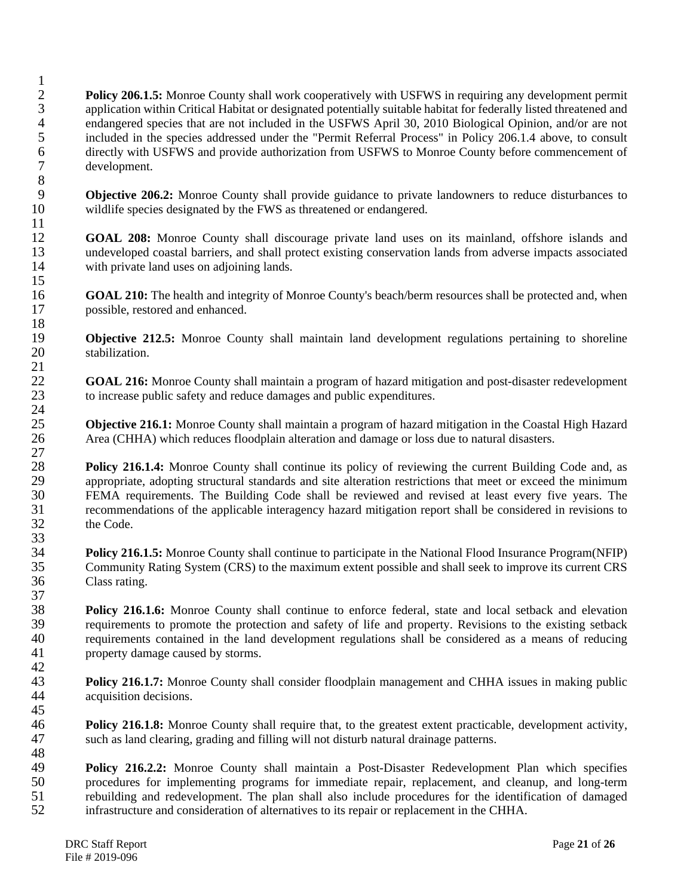**Policy 206.1.5:** Monroe County shall work cooperatively with USFWS in requiring any development permit application within Critical Habitat or designated potentially suitable habitat for federally listed threatened and endangered species that are not included in the USFWS April 30, 2010 Biological Opinion, and/or are not included in the species addressed under the "Permit Referral Process" in Policy 206.1.4 above, to consult directly with USFWS and provide authorization from USFWS to Monroe County before commencement of development.

**Objective 206.2:** Monroe County shall provide guidance to private landowners to reduce disturbances to wildlife species designated by the FWS as threatened or endangered.

**GOAL 208:** Monroe County shall discourage private land uses on its mainland, offshore islands and undeveloped coastal barriers, and shall protect existing conservation lands from adverse impacts associated with private land uses on adjoining lands.

**GOAL 210:** The health and integrity of Monroe County's beach/berm resources shall be protected and, when possible, restored and enhanced.

**Objective 212.5:** Monroe County shall maintain land development regulations pertaining to shoreline stabilization.

**GOAL 216:** Monroe County shall maintain a program of hazard mitigation and post-disaster redevelopment to increase public safety and reduce damages and public expenditures.

**Objective 216.1:** Monroe County shall maintain a program of hazard mitigation in the Coastal High Hazard Area (CHHA) which reduces floodplain alteration and damage or loss due to natural disasters.

**Policy 216.1.4:** Monroe County shall continue its policy of reviewing the current Building Code and, as appropriate, adopting structural standards and site alteration restrictions that meet or exceed the minimum FEMA requirements. The Building Code shall be reviewed and revised at least every five years. The recommendations of the applicable interagency hazard mitigation report shall be considered in revisions to the Code.

**Policy 216.1.5:** Monroe County shall continue to participate in the National Flood Insurance Program(NFIP) Community Rating System (CRS) to the maximum extent possible and shall seek to improve its current CRS Class rating.

**Policy 216.1.6:** Monroe County shall continue to enforce federal, state and local setback and elevation requirements to promote the protection and safety of life and property. Revisions to the existing setback requirements contained in the land development regulations shall be considered as a means of reducing property damage caused by storms.

**Policy 216.1.7:** Monroe County shall consider floodplain management and CHHA issues in making public acquisition decisions.

**Policy 216.1.8:** Monroe County shall require that, to the greatest extent practicable, development activity, such as land clearing, grading and filling will not disturb natural drainage patterns.

**Policy 216.2.2:** Monroe County shall maintain a Post-Disaster Redevelopment Plan which specifies procedures for implementing programs for immediate repair, replacement, and cleanup, and long-term rebuilding and redevelopment. The plan shall also include procedures for the identification of damaged infrastructure and consideration of alternatives to its repair or replacement in the CHHA.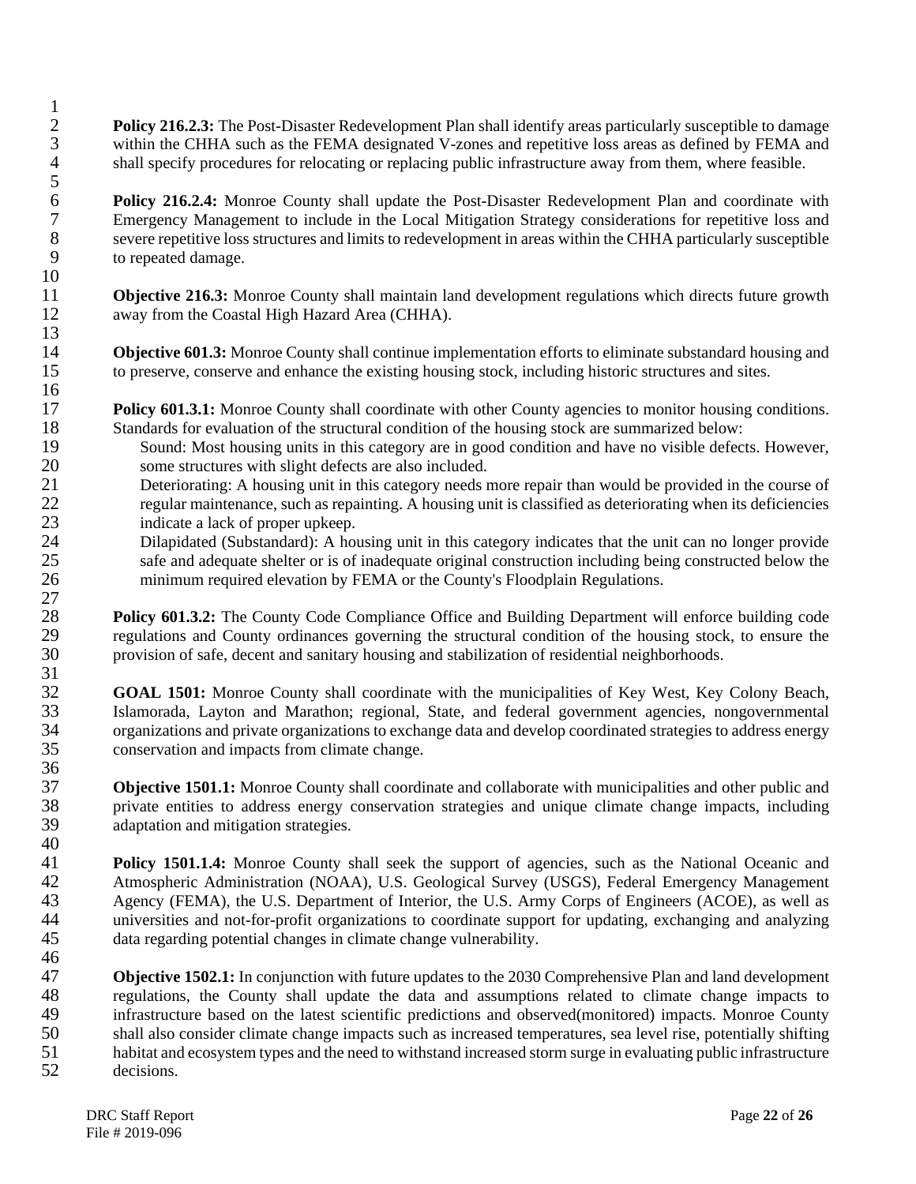**Policy 216.2.3:** The Post-Disaster Redevelopment Plan shall identify areas particularly susceptible to damage within the CHHA such as the FEMA designated V-zones and repetitive loss areas as defined by FEMA and shall specify procedures for relocating or replacing public infrastructure away from them, where feasible.

**Policy 216.2.4:** Monroe County shall update the Post-Disaster Redevelopment Plan and coordinate with Emergency Management to include in the Local Mitigation Strategy considerations for repetitive loss and severe repetitive loss structures and limits to redevelopment in areas within the CHHA particularly susceptible to repeated damage.

**Objective 216.3:** Monroe County shall maintain land development regulations which directs future growth away from the Coastal High Hazard Area (CHHA).

**Objective 601.3:** Monroe County shall continue implementation efforts to eliminate substandard housing and to preserve, conserve and enhance the existing housing stock, including historic structures and sites.

**Policy 601.3.1:** Monroe County shall coordinate with other County agencies to monitor housing conditions. Standards for evaluation of the structural condition of the housing stock are summarized below:

Sound: Most housing units in this category are in good condition and have no visible defects. However, some structures with slight defects are also included.

Deteriorating: A housing unit in this category needs more repair than would be provided in the course of regular maintenance, such as repainting. A housing unit is classified as deteriorating when its deficiencies indicate a lack of proper upkeep.

Dilapidated (Substandard): A housing unit in this category indicates that the unit can no longer provide safe and adequate shelter or is of inadequate original construction including being constructed below the minimum required elevation by FEMA or the County's Floodplain Regulations.

**Policy 601.3.2:** The County Code Compliance Office and Building Department will enforce building code regulations and County ordinances governing the structural condition of the housing stock, to ensure the provision of safe, decent and sanitary housing and stabilization of residential neighborhoods.

**GOAL 1501:** Monroe County shall coordinate with the municipalities of Key West, Key Colony Beach, Islamorada, Layton and Marathon; regional, State, and federal government agencies, nongovernmental organizations and private organizations to exchange data and develop coordinated strategies to address energy conservation and impacts from climate change.

**Objective 1501.1:** Monroe County shall coordinate and collaborate with municipalities and other public and private entities to address energy conservation strategies and unique climate change impacts, including adaptation and mitigation strategies.

**Policy 1501.1.4:** Monroe County shall seek the support of agencies, such as the National Oceanic and Atmospheric Administration (NOAA), U.S. Geological Survey (USGS), Federal Emergency Management Agency (FEMA), the U.S. Department of Interior, the U.S. Army Corps of Engineers (ACOE), as well as universities and not-for-profit organizations to coordinate support for updating, exchanging and analyzing data regarding potential changes in climate change vulnerability.

**Objective 1502.1:** In conjunction with future updates to the 2030 Comprehensive Plan and land development regulations, the County shall update the data and assumptions related to climate change impacts to infrastructure based on the latest scientific predictions and observed(monitored) impacts. Monroe County shall also consider climate change impacts such as increased temperatures, sea level rise, potentially shifting habitat and ecosystem types and the need to withstand increased storm surge in evaluating public infrastructure decisions.

DRC Staff Report
File # 2019-096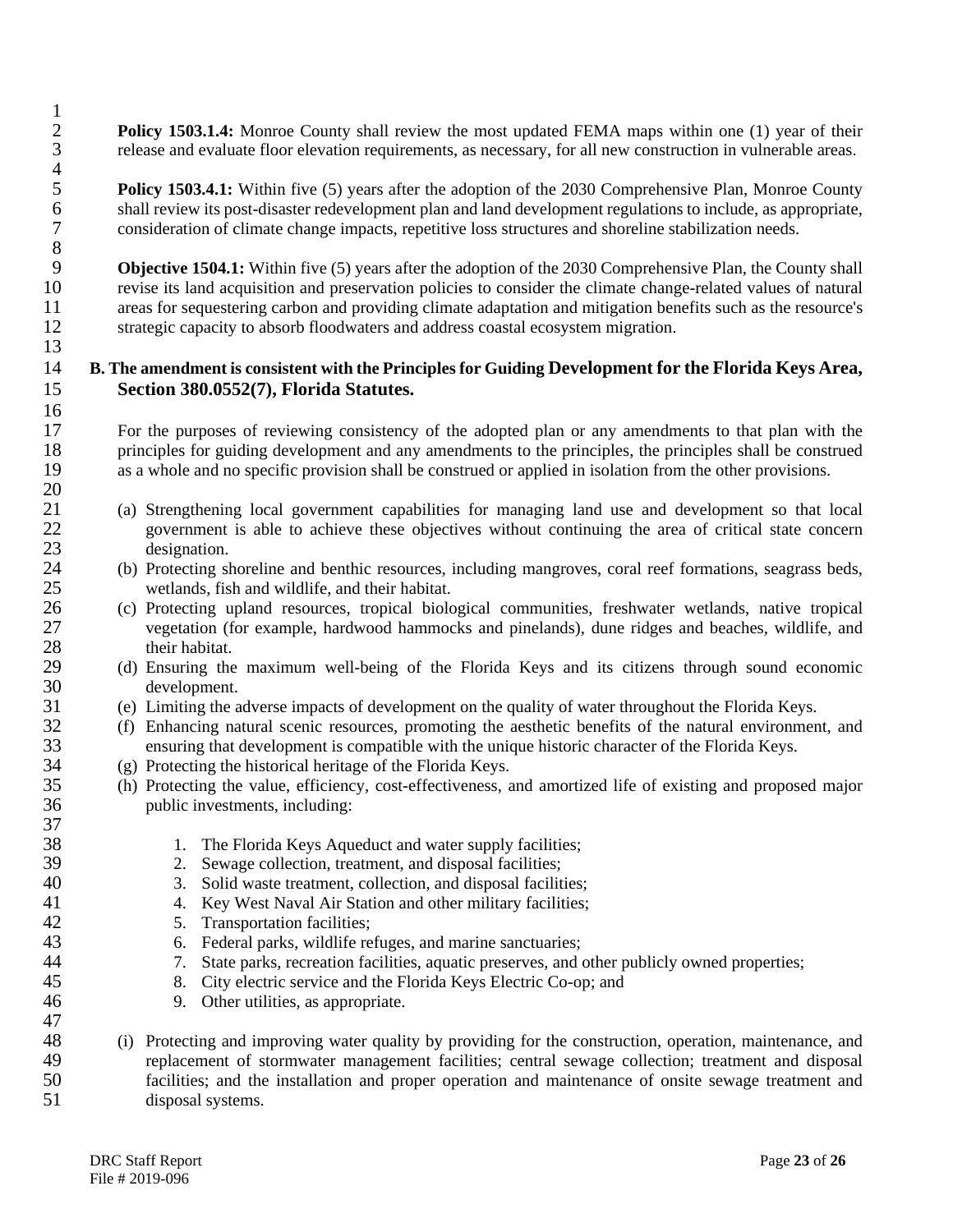**Policy 1503.1.4:** Monroe County shall review the most updated FEMA maps within one (1) year of their release and evaluate floor elevation requirements, as necessary, for all new construction in vulnerable areas.

**Policy 1503.4.1:** Within five (5) years after the adoption of the 2030 Comprehensive Plan, Monroe County shall review its post-disaster redevelopment plan and land development regulations to include, as appropriate, consideration of climate change impacts, repetitive loss structures and shoreline stabilization needs.

**Objective 1504.1:** Within five (5) years after the adoption of the 2030 Comprehensive Plan, the County shall revise its land acquisition and preservation policies to consider the climate change-related values of natural areas for sequestering carbon and providing climate adaptation and mitigation benefits such as the resource's strategic capacity to absorb floodwaters and address coastal ecosystem migration.

**B. The amendment is consistent with the Principles for Guiding Development for the Florida Keys Area, Section 380.0552(7), Florida Statutes.**

For the purposes of reviewing consistency of the adopted plan or any amendments to that plan with the principles for guiding development and any amendments to the principles, the principles shall be construed as a whole and no specific provision shall be construed or applied in isolation from the other provisions.

(a) Strengthening local government capabilities for managing land use and development so that local government is able to achieve these objectives without continuing the area of critical state concern designation.
(b) Protecting shoreline and benthic resources, including mangroves, coral reef formations, seagrass beds, wetlands, fish and wildlife, and their habitat.
(c) Protecting upland resources, tropical biological communities, freshwater wetlands, native tropical vegetation (for example, hardwood hammocks and pinelands), dune ridges and beaches, wildlife, and their habitat.
(d) Ensuring the maximum well-being of the Florida Keys and its citizens through sound economic development.
(e) Limiting the adverse impacts of development on the quality of water throughout the Florida Keys.
(f) Enhancing natural scenic resources, promoting the aesthetic benefits of the natural environment, and ensuring that development is compatible with the unique historic character of the Florida Keys.
(g) Protecting the historical heritage of the Florida Keys.
(h) Protecting the value, efficiency, cost-effectiveness, and amortized life of existing and proposed major public investments, including:

1. The Florida Keys Aqueduct and water supply facilities;
2. Sewage collection, treatment, and disposal facilities;
3. Solid waste treatment, collection, and disposal facilities;
4. Key West Naval Air Station and other military facilities;
5. Transportation facilities;
6. Federal parks, wildlife refuges, and marine sanctuaries;
7. State parks, recreation facilities, aquatic preserves, and other publicly owned properties;
8. City electric service and the Florida Keys Electric Co-op; and
9. Other utilities, as appropriate.

(i) Protecting and improving water quality by providing for the construction, operation, maintenance, and replacement of stormwater management facilities; central sewage collection; treatment and disposal facilities; and the installation and proper operation and maintenance of onsite sewage treatment and disposal systems.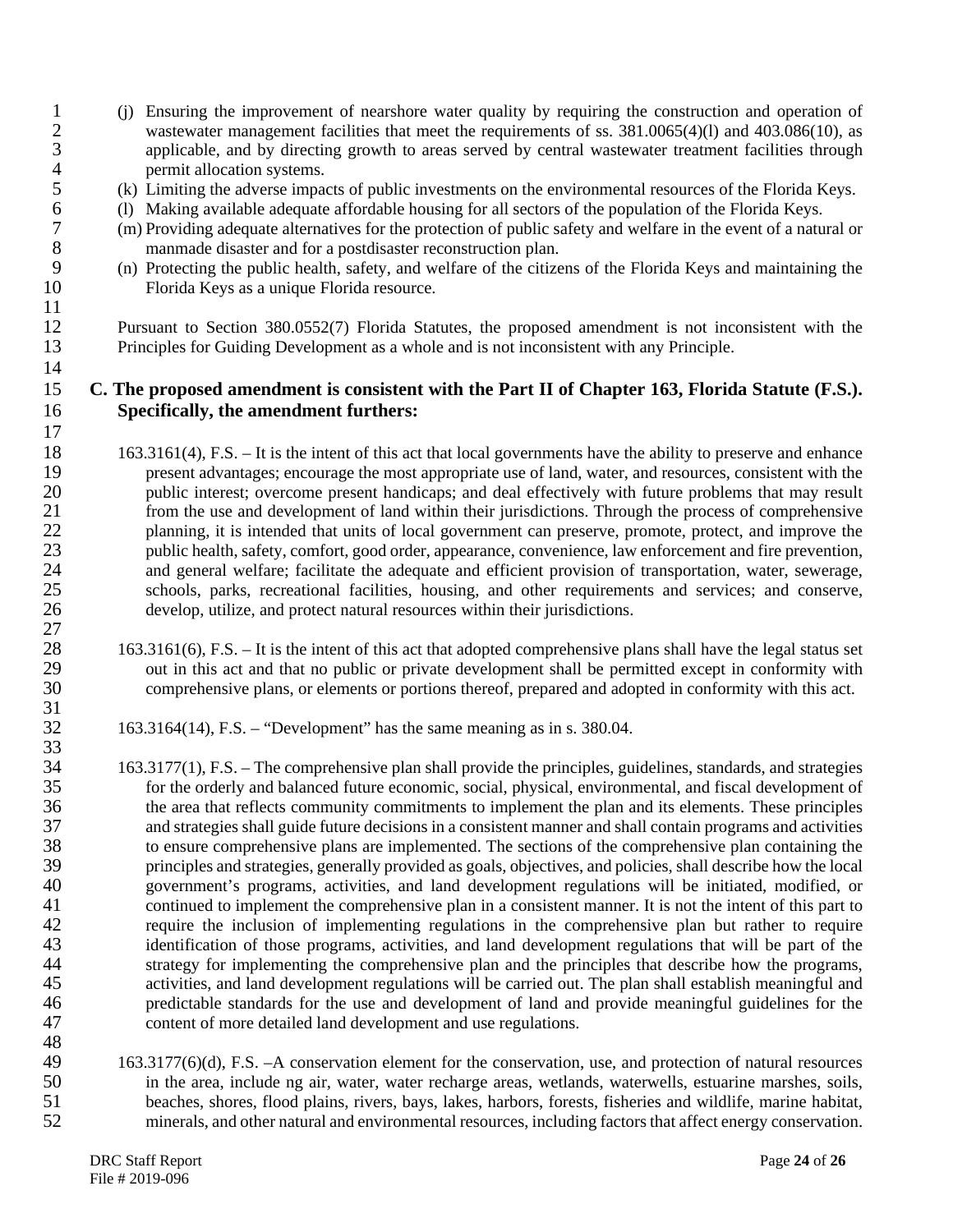(j) Ensuring the improvement of nearshore water quality by requiring the construction and operation of wastewater management facilities that meet the requirements of ss. 381.0065(4)(l) and 403.086(10), as applicable, and by directing growth to areas served by central wastewater treatment facilities through permit allocation systems.

(k) Limiting the adverse impacts of public investments on the environmental resources of the Florida Keys.

(l) Making available adequate affordable housing for all sectors of the population of the Florida Keys.

(m) Providing adequate alternatives for the protection of public safety and welfare in the event of a natural or manmade disaster and for a postdisaster reconstruction plan.

(n) Protecting the public health, safety, and welfare of the citizens of the Florida Keys and maintaining the Florida Keys as a unique Florida resource.

Pursuant to Section 380.0552(7) Florida Statutes, the proposed amendment is not inconsistent with the Principles for Guiding Development as a whole and is not inconsistent with any Principle.

**C. The proposed amendment is consistent with the Part II of Chapter 163, Florida Statute (F.S.). Specifically, the amendment furthers:**

163.3161(4), F.S. – It is the intent of this act that local governments have the ability to preserve and enhance present advantages; encourage the most appropriate use of land, water, and resources, consistent with the public interest; overcome present handicaps; and deal effectively with future problems that may result from the use and development of land within their jurisdictions. Through the process of comprehensive planning, it is intended that units of local government can preserve, promote, protect, and improve the public health, safety, comfort, good order, appearance, convenience, law enforcement and fire prevention, and general welfare; facilitate the adequate and efficient provision of transportation, water, sewerage, schools, parks, recreational facilities, housing, and other requirements and services; and conserve, develop, utilize, and protect natural resources within their jurisdictions.

163.3161(6), F.S. – It is the intent of this act that adopted comprehensive plans shall have the legal status set out in this act and that no public or private development shall be permitted except in conformity with comprehensive plans, or elements or portions thereof, prepared and adopted in conformity with this act.

163.3164(14), F.S. – "Development" has the same meaning as in s. 380.04.

163.3177(1), F.S. – The comprehensive plan shall provide the principles, guidelines, standards, and strategies for the orderly and balanced future economic, social, physical, environmental, and fiscal development of the area that reflects community commitments to implement the plan and its elements. These principles and strategies shall guide future decisions in a consistent manner and shall contain programs and activities to ensure comprehensive plans are implemented. The sections of the comprehensive plan containing the principles and strategies, generally provided as goals, objectives, and policies, shall describe how the local government's programs, activities, and land development regulations will be initiated, modified, or continued to implement the comprehensive plan in a consistent manner. It is not the intent of this part to require the inclusion of implementing regulations in the comprehensive plan but rather to require identification of those programs, activities, and land development regulations that will be part of the strategy for implementing the comprehensive plan and the principles that describe how the programs, activities, and land development regulations will be carried out. The plan shall establish meaningful and predictable standards for the use and development of land and provide meaningful guidelines for the content of more detailed land development and use regulations.

163.3177(6)(d), F.S. –A conservation element for the conservation, use, and protection of natural resources in the area, include ng air, water, water recharge areas, wetlands, waterwells, estuarine marshes, soils, beaches, shores, flood plains, rivers, bays, lakes, harbors, forests, fisheries and wildlife, marine habitat, minerals, and other natural and environmental resources, including factors that affect energy conservation.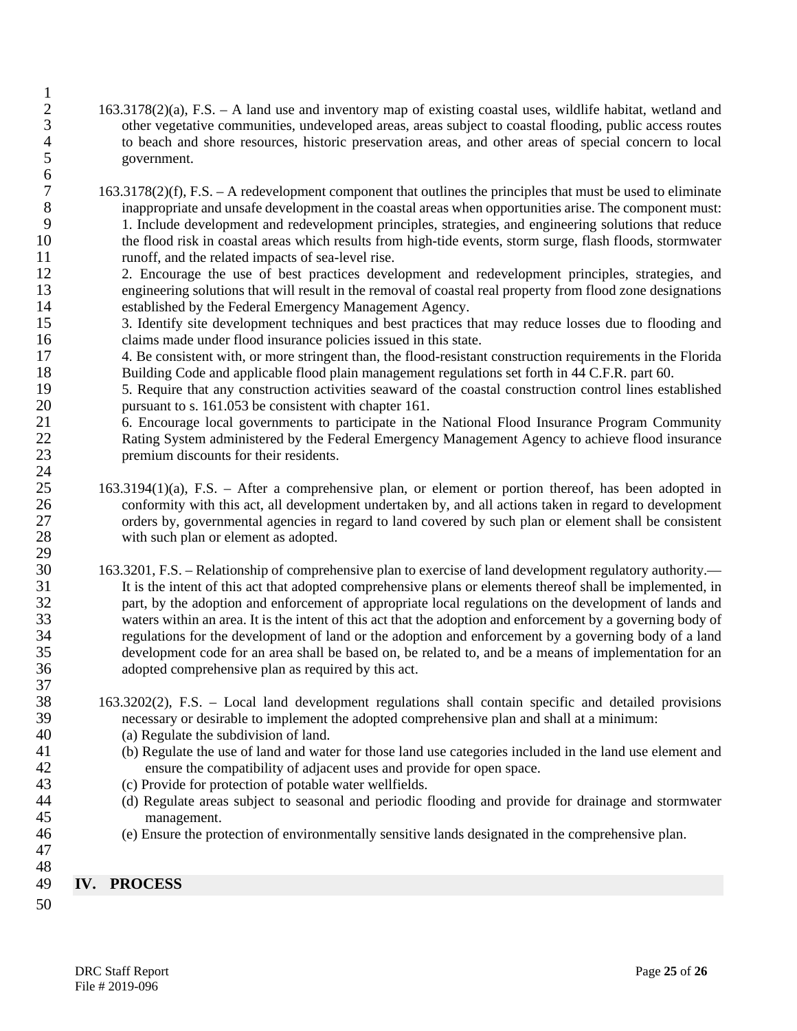163.3178(2)(a), F.S. – A land use and inventory map of existing coastal uses, wildlife habitat, wetland and other vegetative communities, undeveloped areas, areas subject to coastal flooding, public access routes to beach and shore resources, historic preservation areas, and other areas of special concern to local government.

163.3178(2)(f), F.S. – A redevelopment component that outlines the principles that must be used to eliminate inappropriate and unsafe development in the coastal areas when opportunities arise. The component must:

1. Include development and redevelopment principles, strategies, and engineering solutions that reduce the flood risk in coastal areas which results from high-tide events, storm surge, flash floods, stormwater runoff, and the related impacts of sea-level rise.
2. Encourage the use of best practices development and redevelopment principles, strategies, and engineering solutions that will result in the removal of coastal real property from flood zone designations established by the Federal Emergency Management Agency.
3. Identify site development techniques and best practices that may reduce losses due to flooding and claims made under flood insurance policies issued in this state.
4. Be consistent with, or more stringent than, the flood-resistant construction requirements in the Florida Building Code and applicable flood plain management regulations set forth in 44 C.F.R. part 60.
5. Require that any construction activities seaward of the coastal construction control lines established pursuant to s. 161.053 be consistent with chapter 161.
6. Encourage local governments to participate in the National Flood Insurance Program Community Rating System administered by the Federal Emergency Management Agency to achieve flood insurance premium discounts for their residents.

163.3194(1)(a), F.S. – After a comprehensive plan, or element or portion thereof, has been adopted in conformity with this act, all development undertaken by, and all actions taken in regard to development orders by, governmental agencies in regard to land covered by such plan or element shall be consistent with such plan or element as adopted.

163.3201, F.S. – Relationship of comprehensive plan to exercise of land development regulatory authority.— It is the intent of this act that adopted comprehensive plans or elements thereof shall be implemented, in part, by the adoption and enforcement of appropriate local regulations on the development of lands and waters within an area. It is the intent of this act that the adoption and enforcement by a governing body of regulations for the development of land or the adoption and enforcement by a governing body of a land development code for an area shall be based on, be related to, and be a means of implementation for an adopted comprehensive plan as required by this act.

163.3202(2), F.S. – Local land development regulations shall contain specific and detailed provisions necessary or desirable to implement the adopted comprehensive plan and shall at a minimum:

(a) Regulate the subdivision of land.
(b) Regulate the use of land and water for those land use categories included in the land use element and ensure the compatibility of adjacent uses and provide for open space.
(c) Provide for protection of potable water wellfields.
(d) Regulate areas subject to seasonal and periodic flooding and provide for drainage and stormwater management.
(e) Ensure the protection of environmentally sensitive lands designated in the comprehensive plan.

## IV. PROCESS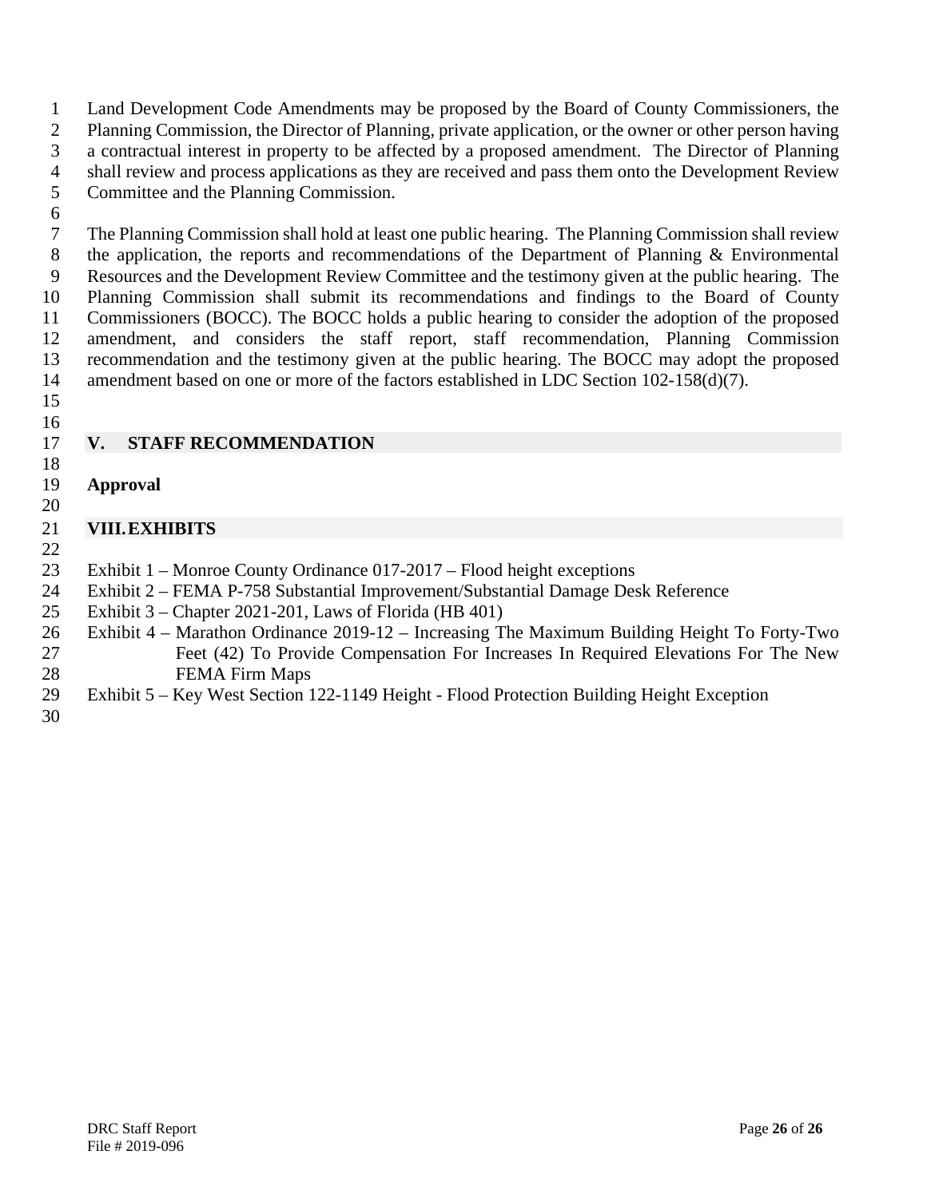Land Development Code Amendments may be proposed by the Board of County Commissioners, the Planning Commission, the Director of Planning, private application, or the owner or other person having a contractual interest in property to be affected by a proposed amendment. The Director of Planning shall review and process applications as they are received and pass them onto the Development Review Committee and the Planning Commission.

The Planning Commission shall hold at least one public hearing. The Planning Commission shall review the application, the reports and recommendations of the Department of Planning & Environmental Resources and the Development Review Committee and the testimony given at the public hearing. The Planning Commission shall submit its recommendations and findings to the Board of County Commissioners (BOCC). The BOCC holds a public hearing to consider the adoption of the proposed amendment, and considers the staff report, staff recommendation, Planning Commission recommendation and the testimony given at the public hearing. The BOCC may adopt the proposed amendment based on one or more of the factors established in LDC Section 102-158(d)(7).

## V. STAFF RECOMMENDATION

**Approval**

## VIII. EXHIBITS

Exhibit 1 – Monroe County Ordinance 017-2017 – Flood height exceptions
Exhibit 2 – FEMA P-758 Substantial Improvement/Substantial Damage Desk Reference
Exhibit 3 – Chapter 2021-201, Laws of Florida (HB 401)
Exhibit 4 – Marathon Ordinance 2019-12 – Increasing The Maximum Building Height To Forty-Two Feet (42) To Provide Compensation For Increases In Required Elevations For The New FEMA Firm Maps
Exhibit 5 – Key West Section 122-1149 Height - Flood Protection Building Height Exception

DRC Staff Report
File # 2019-096